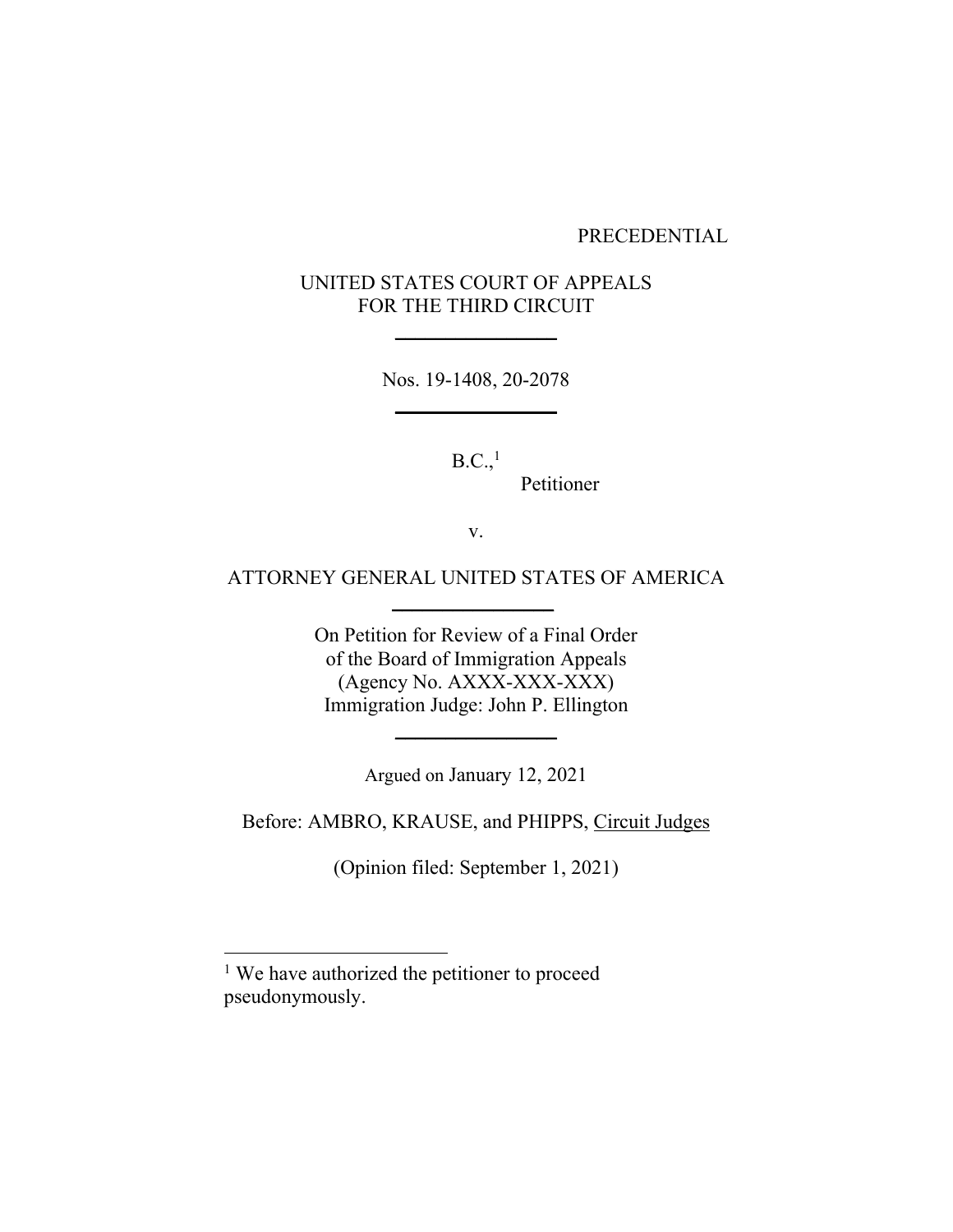PRECEDENTIAL

UNITED STATES COURT OF APPEALS
FOR THE THIRD CIRCUIT

---

Nos. 19-1408, 20-2078

---

B.C.,[1]
Petitioner

v.

ATTORNEY GENERAL UNITED STATES OF AMERICA

---

On Petition for Review of a Final Order
of the Board of Immigration Appeals
(Agency No. AXXX-XXX-XXX)
Immigration Judge: John P. Ellington

---

Argued on January 12, 2021

Before: AMBRO, KRAUSE, and PHIPPS, Circuit Judges

(Opinion filed: September 1, 2021)

---

[1] We have authorized the petitioner to proceed pseudonymously.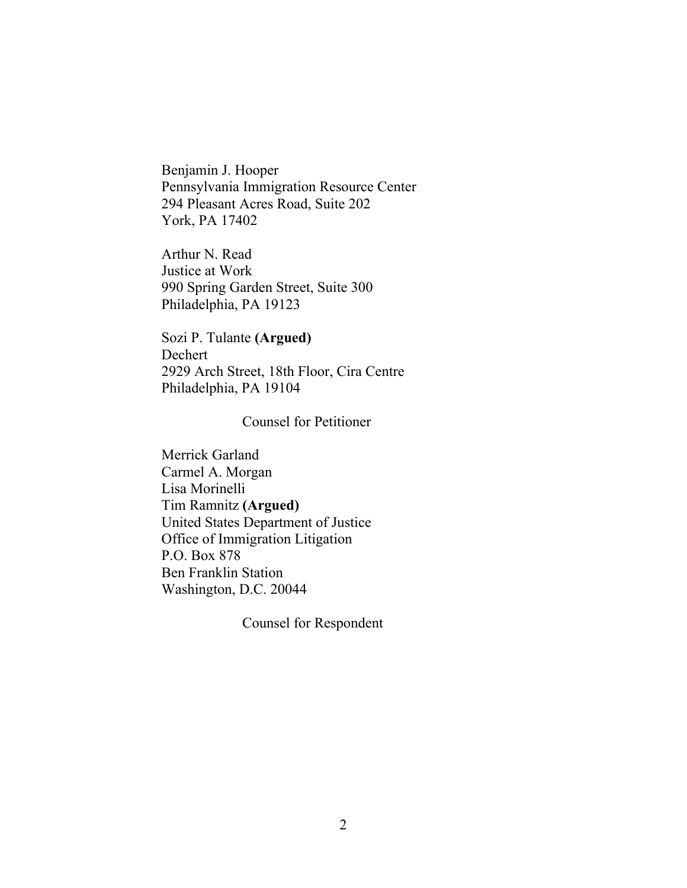Benjamin J. Hooper
Pennsylvania Immigration Resource Center
294 Pleasant Acres Road, Suite 202
York, PA 17402

Arthur N. Read
Justice at Work
990 Spring Garden Street, Suite 300
Philadelphia, PA 19123

Sozi P. Tulante **(Argued)**
Dechert
2929 Arch Street, 18th Floor, Cira Centre
Philadelphia, PA 19104

Counsel for Petitioner

Merrick Garland
Carmel A. Morgan
Lisa Morinelli
Tim Ramnitz **(Argued)**
United States Department of Justice
Office of Immigration Litigation
P.O. Box 878
Ben Franklin Station
Washington, D.C. 20044

Counsel for Respondent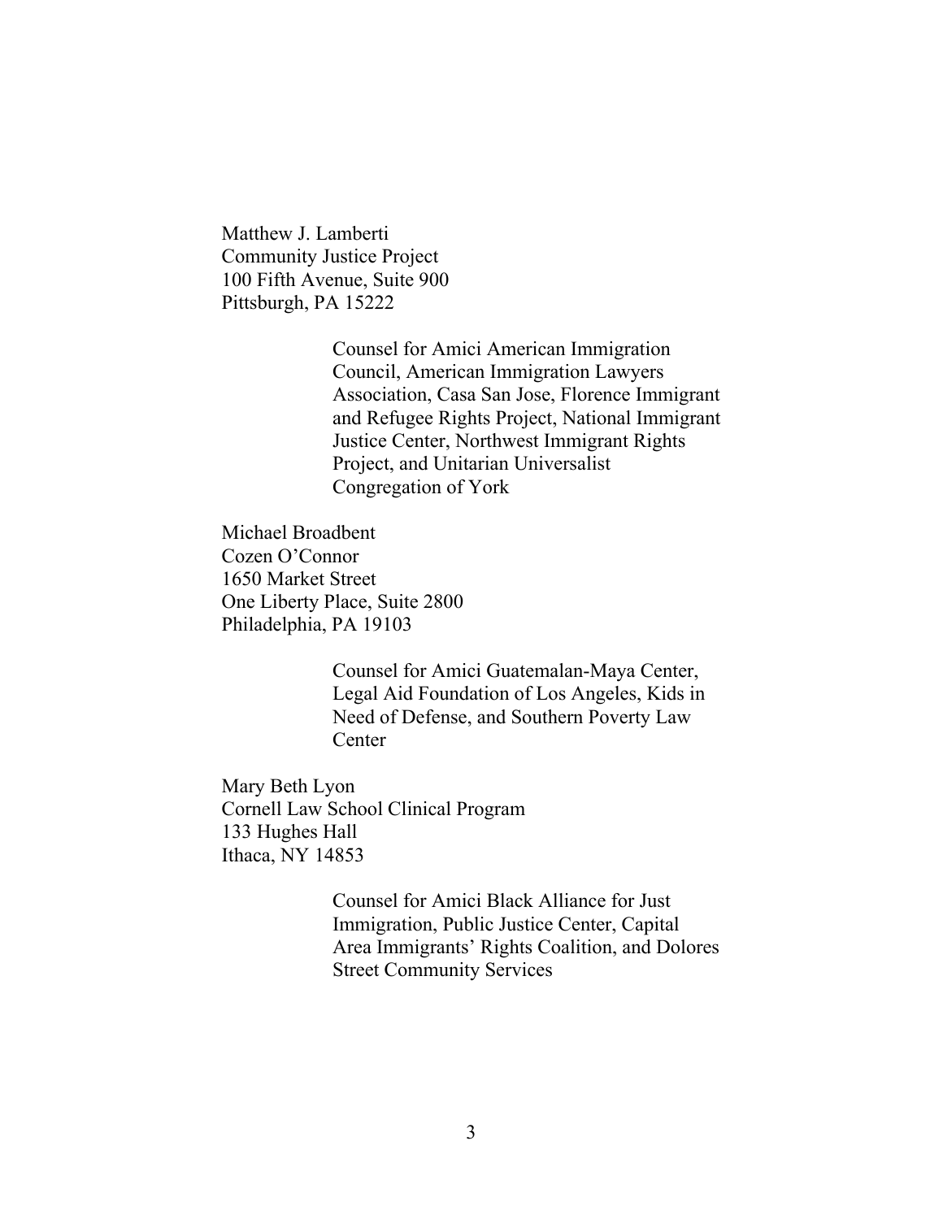Matthew J. Lamberti
Community Justice Project
100 Fifth Avenue, Suite 900
Pittsburgh, PA 15222

> Counsel for Amici American Immigration Council, American Immigration Lawyers Association, Casa San Jose, Florence Immigrant and Refugee Rights Project, National Immigrant Justice Center, Northwest Immigrant Rights Project, and Unitarian Universalist Congregation of York

Michael Broadbent
Cozen O'Connor
1650 Market Street
One Liberty Place, Suite 2800
Philadelphia, PA 19103

> Counsel for Amici Guatemalan-Maya Center, Legal Aid Foundation of Los Angeles, Kids in Need of Defense, and Southern Poverty Law Center

Mary Beth Lyon
Cornell Law School Clinical Program
133 Hughes Hall
Ithaca, NY 14853

> Counsel for Amici Black Alliance for Just Immigration, Public Justice Center, Capital Area Immigrants' Rights Coalition, and Dolores Street Community Services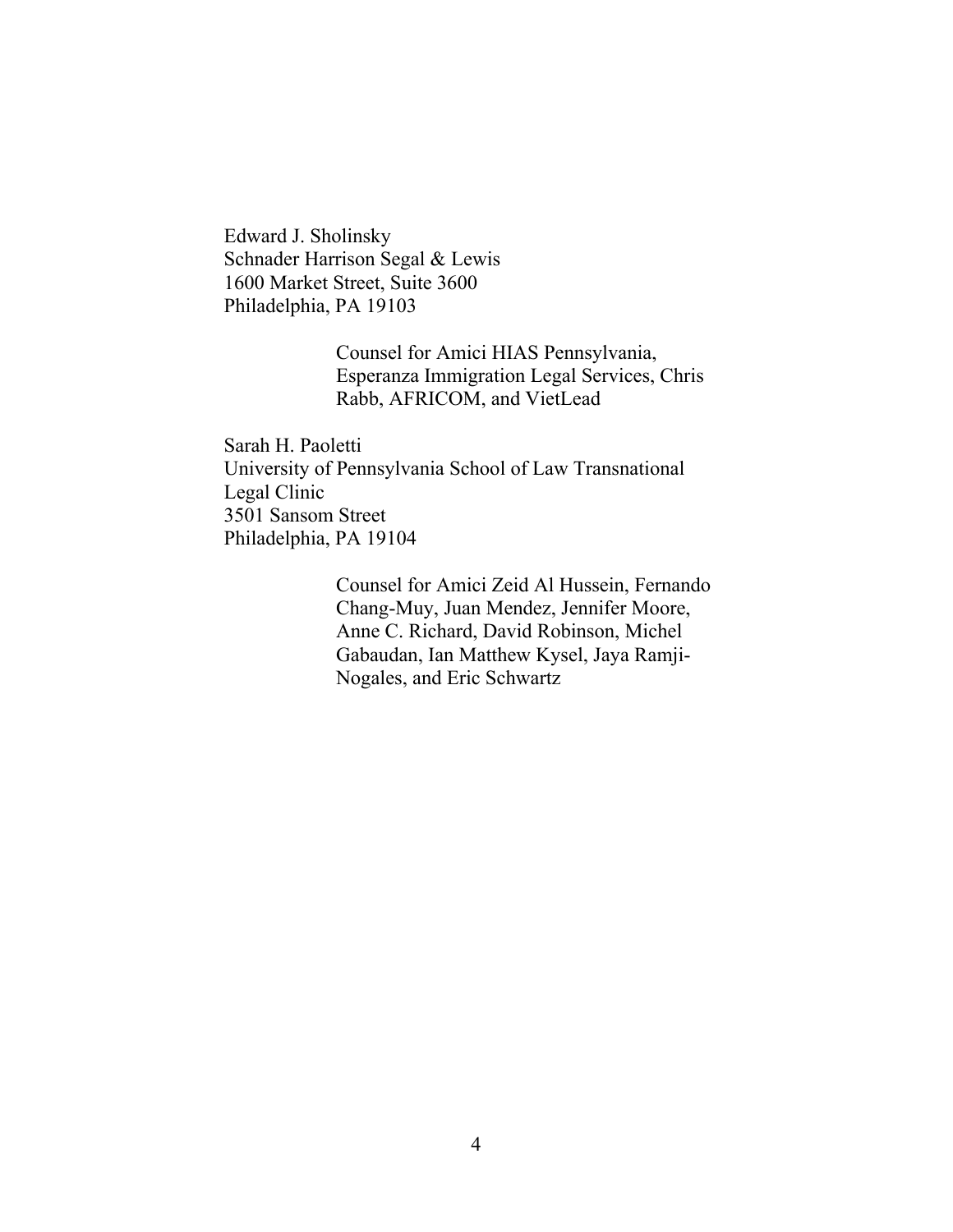Edward J. Sholinsky
Schnader Harrison Segal & Lewis
1600 Market Street, Suite 3600
Philadelphia, PA 19103

> Counsel for Amici HIAS Pennsylvania, Esperanza Immigration Legal Services, Chris Rabb, AFRICOM, and VietLead

Sarah H. Paoletti
University of Pennsylvania School of Law Transnational Legal Clinic
3501 Sansom Street
Philadelphia, PA 19104

> Counsel for Amici Zeid Al Hussein, Fernando Chang-Muy, Juan Mendez, Jennifer Moore, Anne C. Richard, David Robinson, Michel Gabaudan, Ian Matthew Kysel, Jaya Ramji-Nogales, and Eric Schwartz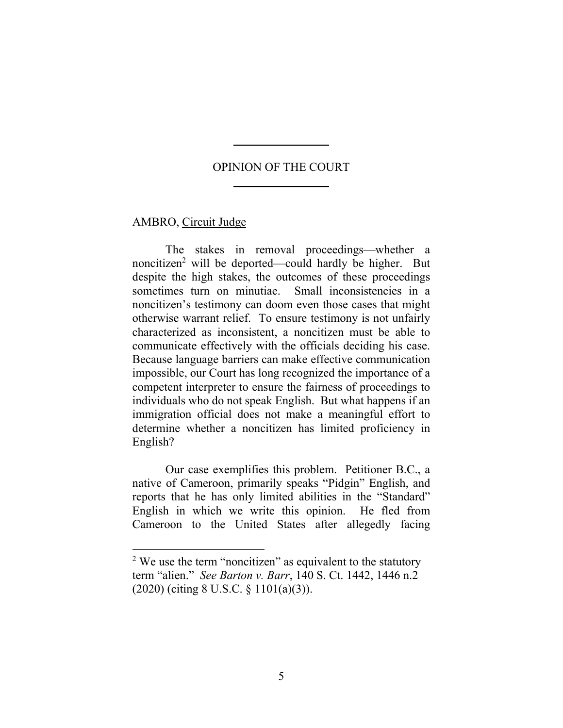## OPINION OF THE COURT

AMBRO, Circuit Judge

The stakes in removal proceedings—whether a noncitizen[2] will be deported—could hardly be higher. But despite the high stakes, the outcomes of these proceedings sometimes turn on minutiae. Small inconsistencies in a noncitizen's testimony can doom even those cases that might otherwise warrant relief. To ensure testimony is not unfairly characterized as inconsistent, a noncitizen must be able to communicate effectively with the officials deciding his case. Because language barriers can make effective communication impossible, our Court has long recognized the importance of a competent interpreter to ensure the fairness of proceedings to individuals who do not speak English. But what happens if an immigration official does not make a meaningful effort to determine whether a noncitizen has limited proficiency in English?

Our case exemplifies this problem. Petitioner B.C., a native of Cameroon, primarily speaks "Pidgin" English, and reports that he has only limited abilities in the "Standard" English in which we write this opinion. He fled from Cameroon to the United States after allegedly facing

[2] We use the term "noncitizen" as equivalent to the statutory term "alien." *See Barton v. Barr*, 140 S. Ct. 1442, 1446 n.2 (2020) (citing 8 U.S.C. § 1101(a)(3)).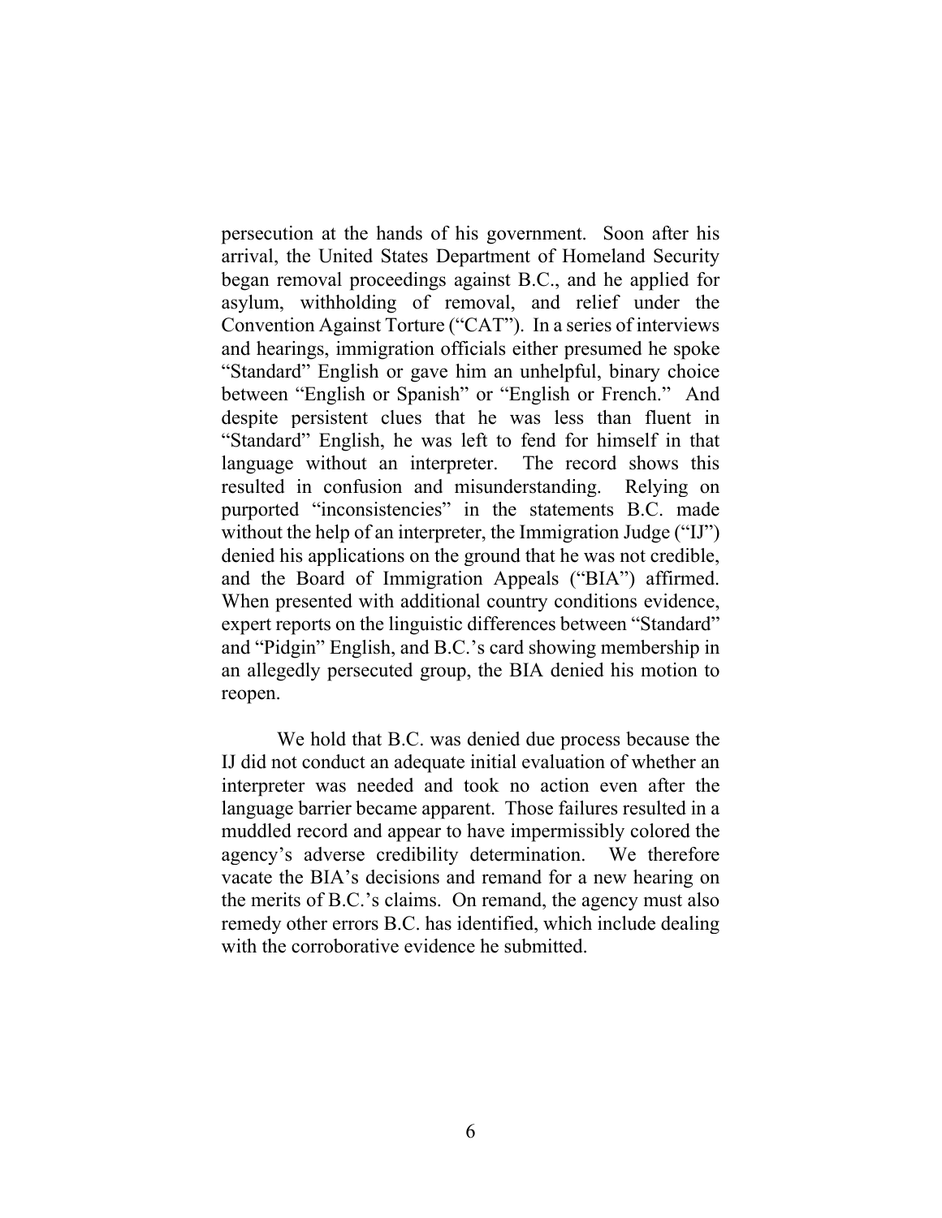persecution at the hands of his government. Soon after his arrival, the United States Department of Homeland Security began removal proceedings against B.C., and he applied for asylum, withholding of removal, and relief under the Convention Against Torture ("CAT"). In a series of interviews and hearings, immigration officials either presumed he spoke "Standard" English or gave him an unhelpful, binary choice between "English or Spanish" or "English or French." And despite persistent clues that he was less than fluent in "Standard" English, he was left to fend for himself in that language without an interpreter. The record shows this resulted in confusion and misunderstanding. Relying on purported "inconsistencies" in the statements B.C. made without the help of an interpreter, the Immigration Judge ("IJ") denied his applications on the ground that he was not credible, and the Board of Immigration Appeals ("BIA") affirmed. When presented with additional country conditions evidence, expert reports on the linguistic differences between "Standard" and "Pidgin" English, and B.C.'s card showing membership in an allegedly persecuted group, the BIA denied his motion to reopen.

We hold that B.C. was denied due process because the IJ did not conduct an adequate initial evaluation of whether an interpreter was needed and took no action even after the language barrier became apparent. Those failures resulted in a muddled record and appear to have impermissibly colored the agency's adverse credibility determination. We therefore vacate the BIA's decisions and remand for a new hearing on the merits of B.C.'s claims. On remand, the agency must also remedy other errors B.C. has identified, which include dealing with the corroborative evidence he submitted.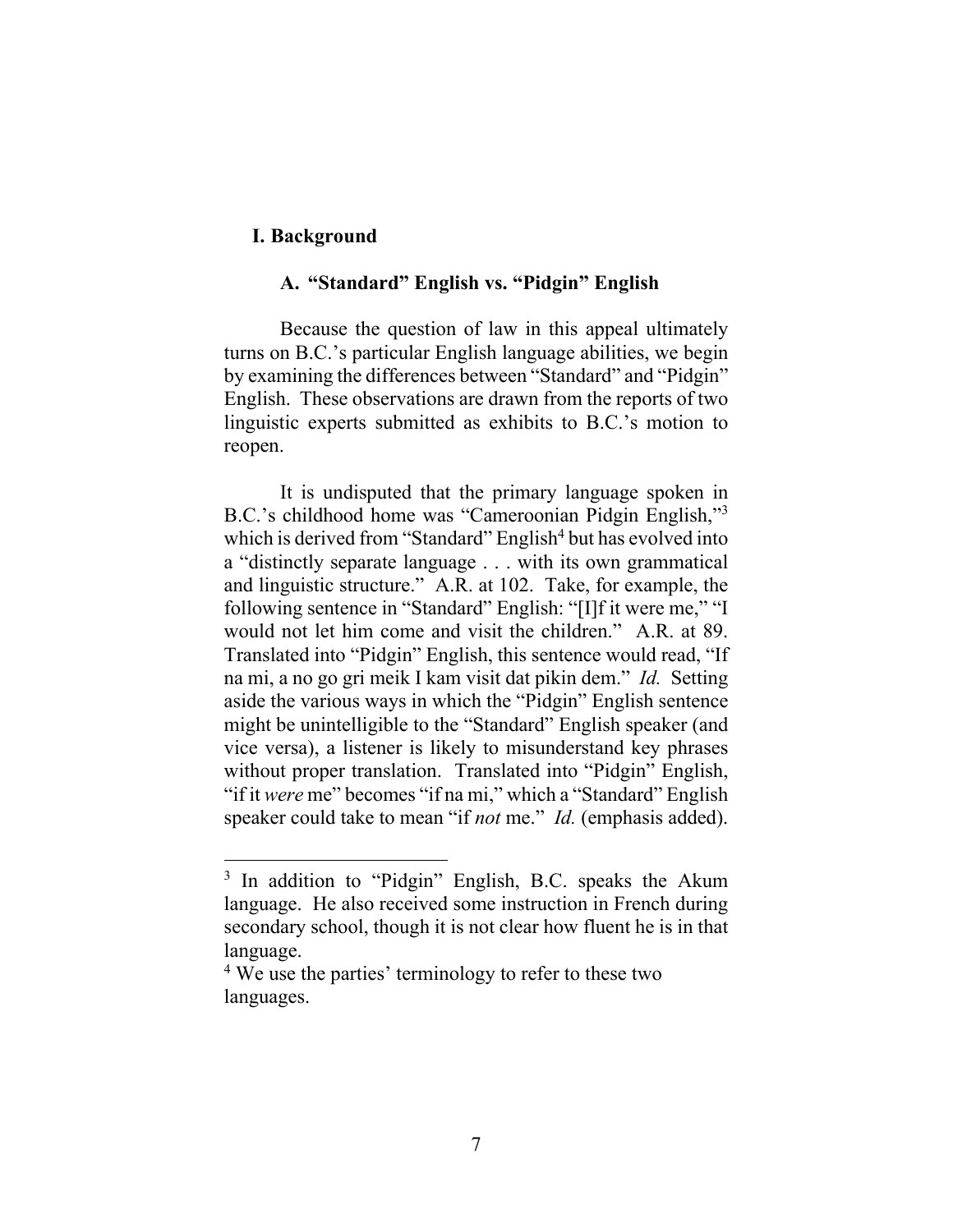## I. Background

### A. "Standard" English vs. "Pidgin" English

Because the question of law in this appeal ultimately turns on B.C.'s particular English language abilities, we begin by examining the differences between "Standard" and "Pidgin" English. These observations are drawn from the reports of two linguistic experts submitted as exhibits to B.C.'s motion to reopen.

It is undisputed that the primary language spoken in B.C.'s childhood home was "Cameroonian Pidgin English,"[3] which is derived from "Standard" English[4] but has evolved into a "distinctly separate language . . . with its own grammatical and linguistic structure." A.R. at 102. Take, for example, the following sentence in "Standard" English: "[I]f it were me," "I would not let him come and visit the children." A.R. at 89. Translated into "Pidgin" English, this sentence would read, "If na mi, a no go gri meik I kam visit dat pikin dem." *Id.* Setting aside the various ways in which the "Pidgin" English sentence might be unintelligible to the "Standard" English speaker (and vice versa), a listener is likely to misunderstand key phrases without proper translation. Translated into "Pidgin" English, "if it *were* me" becomes "if na mi," which a "Standard" English speaker could take to mean "if *not* me." *Id.* (emphasis added).

---

[3] In addition to "Pidgin" English, B.C. speaks the Akum language. He also received some instruction in French during secondary school, though it is not clear how fluent he is in that language.

[4] We use the parties' terminology to refer to these two languages.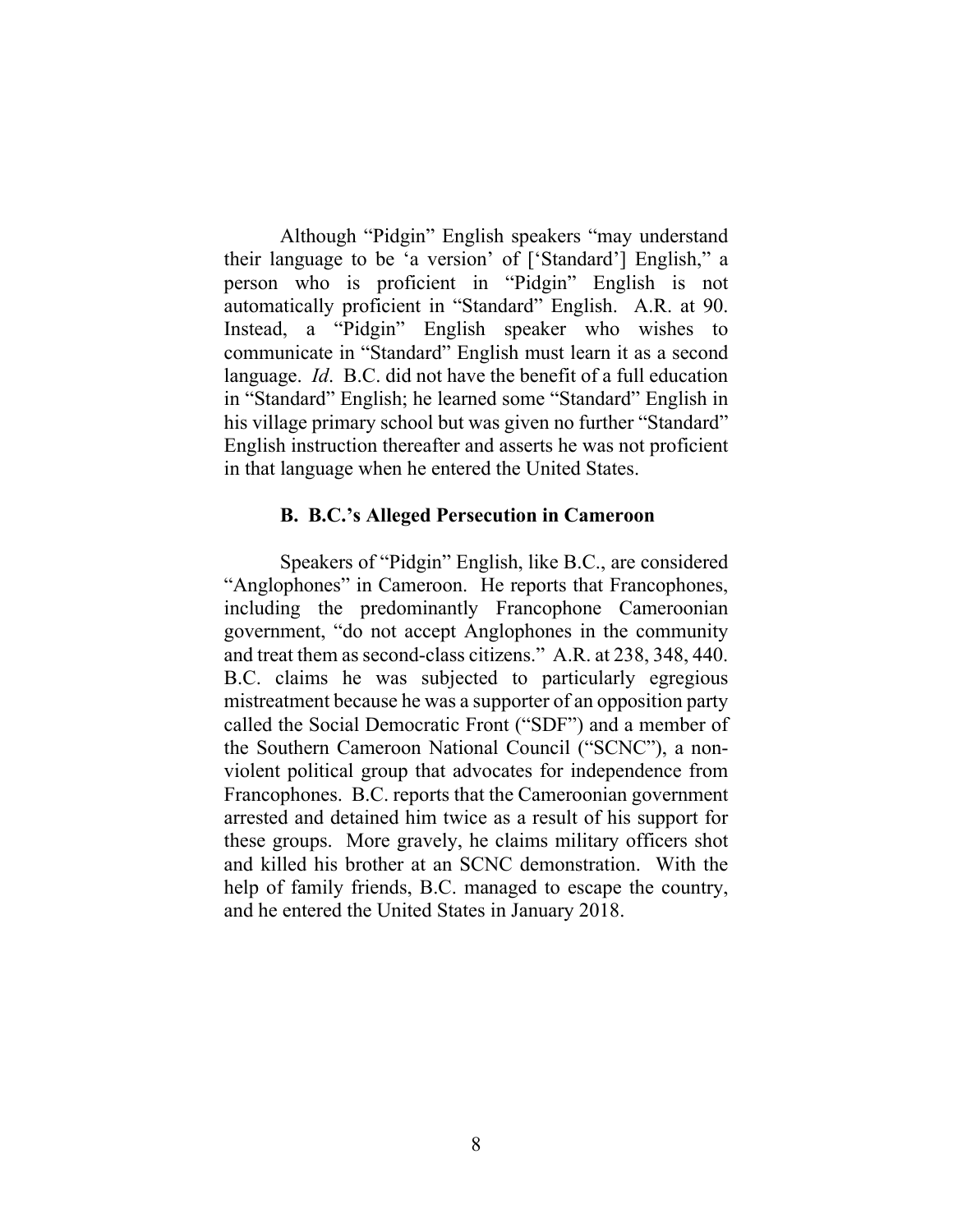Although "Pidgin" English speakers "may understand their language to be 'a version' of ['Standard'] English," a person who is proficient in "Pidgin" English is not automatically proficient in "Standard" English. A.R. at 90. Instead, a "Pidgin" English speaker who wishes to communicate in "Standard" English must learn it as a second language. *Id*. B.C. did not have the benefit of a full education in "Standard" English; he learned some "Standard" English in his village primary school but was given no further "Standard" English instruction thereafter and asserts he was not proficient in that language when he entered the United States.

### B. B.C.'s Alleged Persecution in Cameroon

Speakers of "Pidgin" English, like B.C., are considered "Anglophones" in Cameroon. He reports that Francophones, including the predominantly Francophone Cameroonian government, "do not accept Anglophones in the community and treat them as second-class citizens." A.R. at 238, 348, 440. B.C. claims he was subjected to particularly egregious mistreatment because he was a supporter of an opposition party called the Social Democratic Front ("SDF") and a member of the Southern Cameroon National Council ("SCNC"), a non-violent political group that advocates for independence from Francophones. B.C. reports that the Cameroonian government arrested and detained him twice as a result of his support for these groups. More gravely, he claims military officers shot and killed his brother at an SCNC demonstration. With the help of family friends, B.C. managed to escape the country, and he entered the United States in January 2018.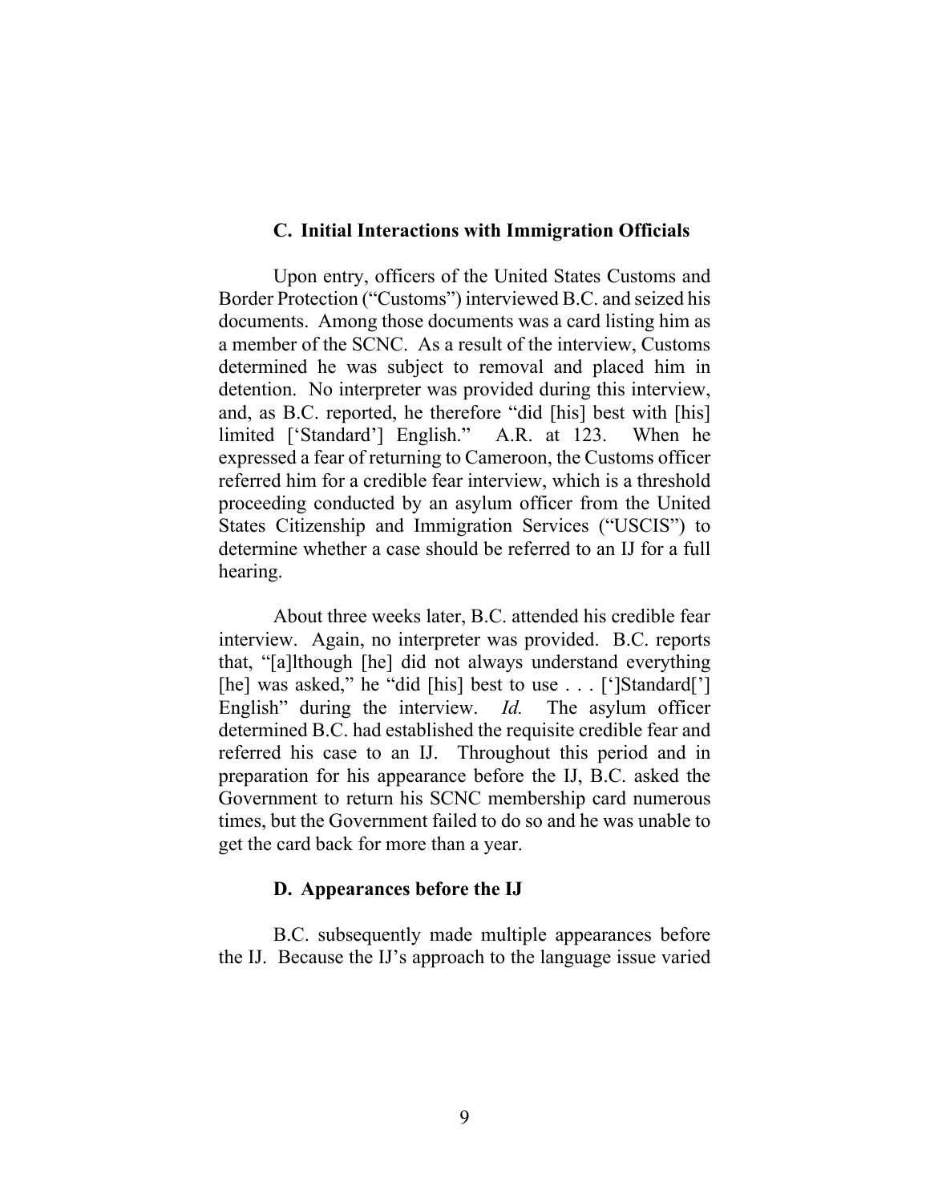### C. Initial Interactions with Immigration Officials

Upon entry, officers of the United States Customs and Border Protection ("Customs") interviewed B.C. and seized his documents. Among those documents was a card listing him as a member of the SCNC. As a result of the interview, Customs determined he was subject to removal and placed him in detention. No interpreter was provided during this interview, and, as B.C. reported, he therefore "did [his] best with [his] limited ['Standard'] English." A.R. at 123. When he expressed a fear of returning to Cameroon, the Customs officer referred him for a credible fear interview, which is a threshold proceeding conducted by an asylum officer from the United States Citizenship and Immigration Services ("USCIS") to determine whether a case should be referred to an IJ for a full hearing.

About three weeks later, B.C. attended his credible fear interview. Again, no interpreter was provided. B.C. reports that, "[a]lthough [he] did not always understand everything [he] was asked," he "did [his] best to use . . . [']Standard['] English" during the interview. *Id.* The asylum officer determined B.C. had established the requisite credible fear and referred his case to an IJ. Throughout this period and in preparation for his appearance before the IJ, B.C. asked the Government to return his SCNC membership card numerous times, but the Government failed to do so and he was unable to get the card back for more than a year.

### D. Appearances before the IJ

B.C. subsequently made multiple appearances before the IJ. Because the IJ's approach to the language issue varied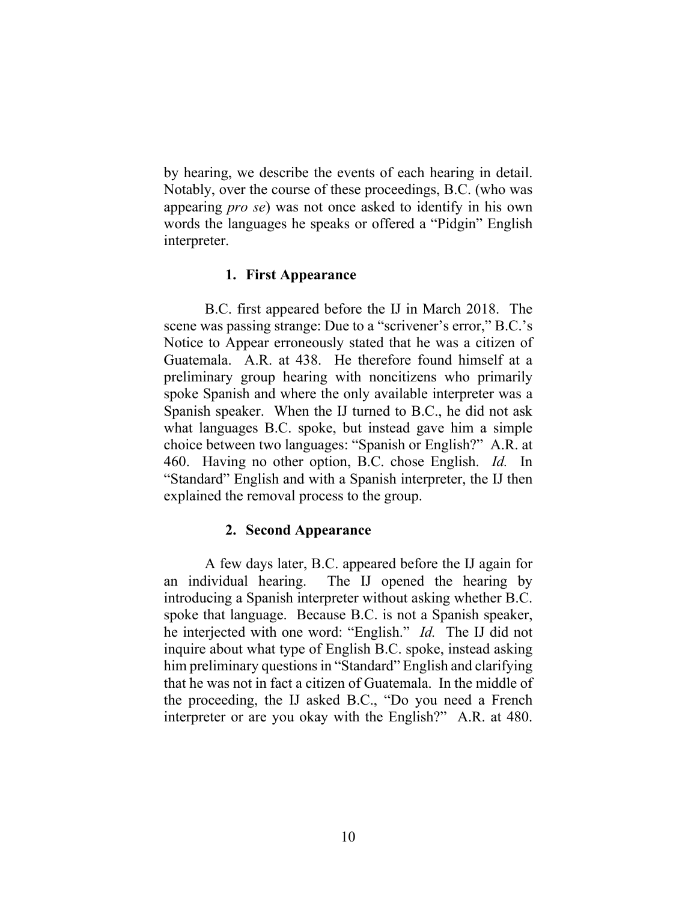by hearing, we describe the events of each hearing in detail. Notably, over the course of these proceedings, B.C. (who was appearing *pro se*) was not once asked to identify in his own words the languages he speaks or offered a "Pidgin" English interpreter.

### 1. First Appearance

B.C. first appeared before the IJ in March 2018. The scene was passing strange: Due to a "scrivener's error," B.C.'s Notice to Appear erroneously stated that he was a citizen of Guatemala. A.R. at 438. He therefore found himself at a preliminary group hearing with noncitizens who primarily spoke Spanish and where the only available interpreter was a Spanish speaker. When the IJ turned to B.C., he did not ask what languages B.C. spoke, but instead gave him a simple choice between two languages: "Spanish or English?" A.R. at 460. Having no other option, B.C. chose English. *Id.* In "Standard" English and with a Spanish interpreter, the IJ then explained the removal process to the group.

### 2. Second Appearance

A few days later, B.C. appeared before the IJ again for an individual hearing. The IJ opened the hearing by introducing a Spanish interpreter without asking whether B.C. spoke that language. Because B.C. is not a Spanish speaker, he interjected with one word: "English." *Id.* The IJ did not inquire about what type of English B.C. spoke, instead asking him preliminary questions in "Standard" English and clarifying that he was not in fact a citizen of Guatemala. In the middle of the proceeding, the IJ asked B.C., "Do you need a French interpreter or are you okay with the English?" A.R. at 480.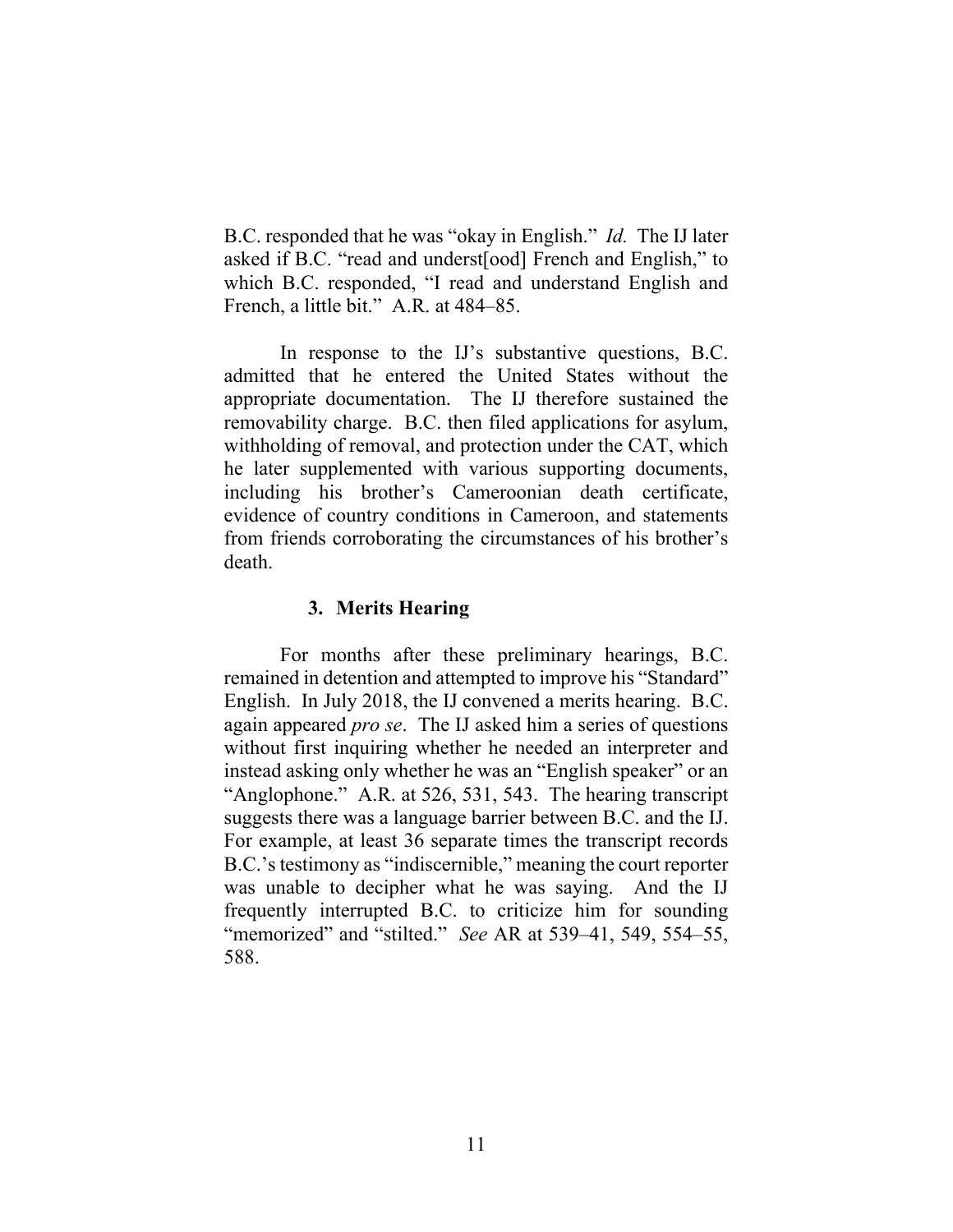B.C. responded that he was "okay in English." *Id.* The IJ later asked if B.C. "read and underst[ood] French and English," to which B.C. responded, "I read and understand English and French, a little bit." A.R. at 484–85.

In response to the IJ's substantive questions, B.C. admitted that he entered the United States without the appropriate documentation. The IJ therefore sustained the removability charge. B.C. then filed applications for asylum, withholding of removal, and protection under the CAT, which he later supplemented with various supporting documents, including his brother's Cameroonian death certificate, evidence of country conditions in Cameroon, and statements from friends corroborating the circumstances of his brother's death.

### 3. Merits Hearing

For months after these preliminary hearings, B.C. remained in detention and attempted to improve his "Standard" English. In July 2018, the IJ convened a merits hearing. B.C. again appeared *pro se*. The IJ asked him a series of questions without first inquiring whether he needed an interpreter and instead asking only whether he was an "English speaker" or an "Anglophone." A.R. at 526, 531, 543. The hearing transcript suggests there was a language barrier between B.C. and the IJ. For example, at least 36 separate times the transcript records B.C.'s testimony as "indiscernible," meaning the court reporter was unable to decipher what he was saying. And the IJ frequently interrupted B.C. to criticize him for sounding "memorized" and "stilted." *See* AR at 539–41, 549, 554–55, 588.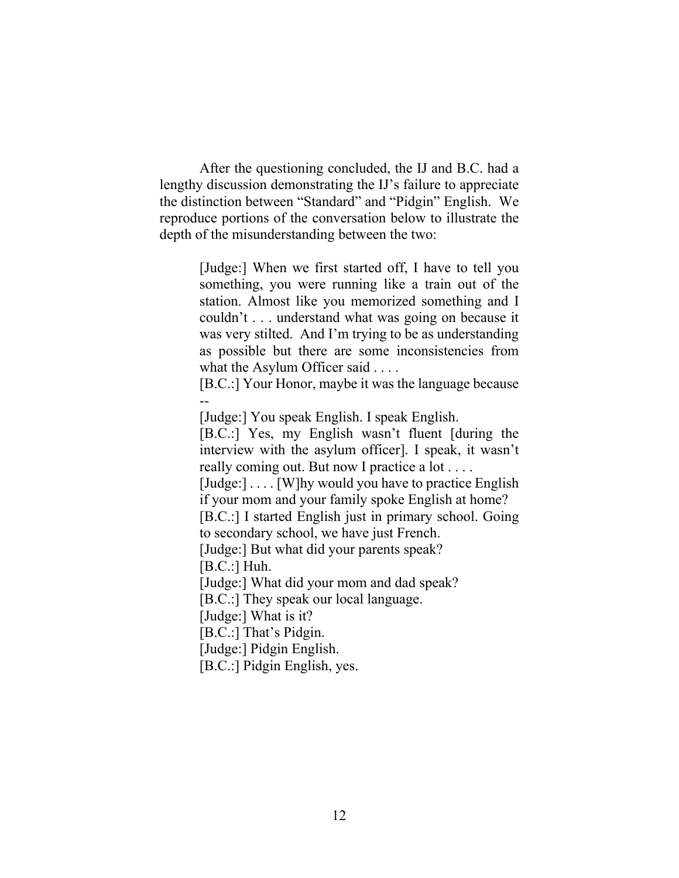After the questioning concluded, the IJ and B.C. had a lengthy discussion demonstrating the IJ's failure to appreciate the distinction between "Standard" and "Pidgin" English. We reproduce portions of the conversation below to illustrate the depth of the misunderstanding between the two:

> [Judge:] When we first started off, I have to tell you something, you were running like a train out of the station. Almost like you memorized something and I couldn't . . . understand what was going on because it was very stilted. And I'm trying to be as understanding as possible but there are some inconsistencies from what the Asylum Officer said . . . .
>
> [B.C.:] Your Honor, maybe it was the language because --
>
> [Judge:] You speak English. I speak English.
>
> [B.C.:] Yes, my English wasn't fluent [during the interview with the asylum officer]. I speak, it wasn't really coming out. But now I practice a lot . . . .
>
> [Judge:] . . . . [W]hy would you have to practice English if your mom and your family spoke English at home?
>
> [B.C.:] I started English just in primary school. Going to secondary school, we have just French.
>
> [Judge:] But what did your parents speak?
>
> [B.C.:] Huh.
>
> [Judge:] What did your mom and dad speak?
>
> [B.C.:] They speak our local language.
>
> [Judge:] What is it?
>
> [B.C.:] That's Pidgin.
>
> [Judge:] Pidgin English.
>
> [B.C.:] Pidgin English, yes.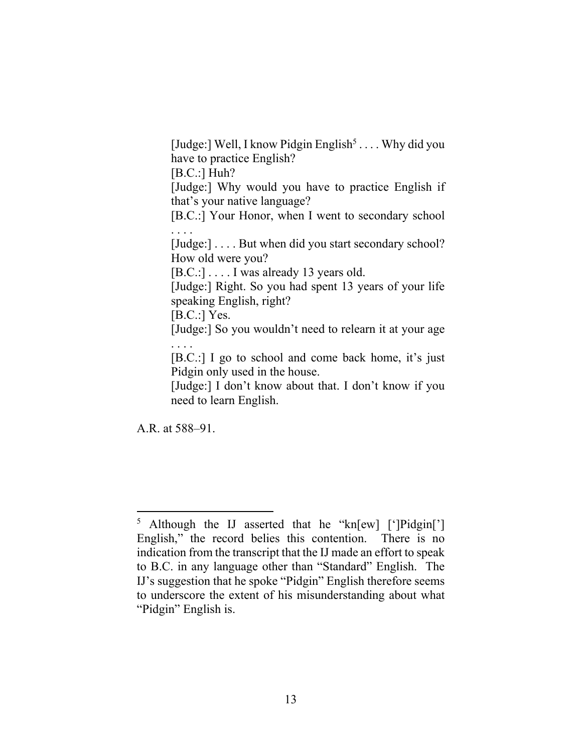> [Judge:] Well, I know Pidgin English[5] . . . . Why did you have to practice English?
>
> [B.C.:] Huh?
>
> [Judge:] Why would you have to practice English if that's your native language?
>
> [B.C.:] Your Honor, when I went to secondary school . . . .
>
> [Judge:] . . . . But when did you start secondary school? How old were you?
>
> [B.C.:] . . . . I was already 13 years old.
>
> [Judge:] Right. So you had spent 13 years of your life speaking English, right?
>
> [B.C.:] Yes.
>
> [Judge:] So you wouldn't need to relearn it at your age . . . .
>
> [B.C.:] I go to school and come back home, it's just Pidgin only used in the house.
>
> [Judge:] I don't know about that. I don't know if you need to learn English.

A.R. at 588–91.

---

[5] Although the IJ asserted that he "kn[ew] [']Pidgin['] English," the record belies this contention. There is no indication from the transcript that the IJ made an effort to speak to B.C. in any language other than "Standard" English. The IJ's suggestion that he spoke "Pidgin" English therefore seems to underscore the extent of his misunderstanding about what "Pidgin" English is.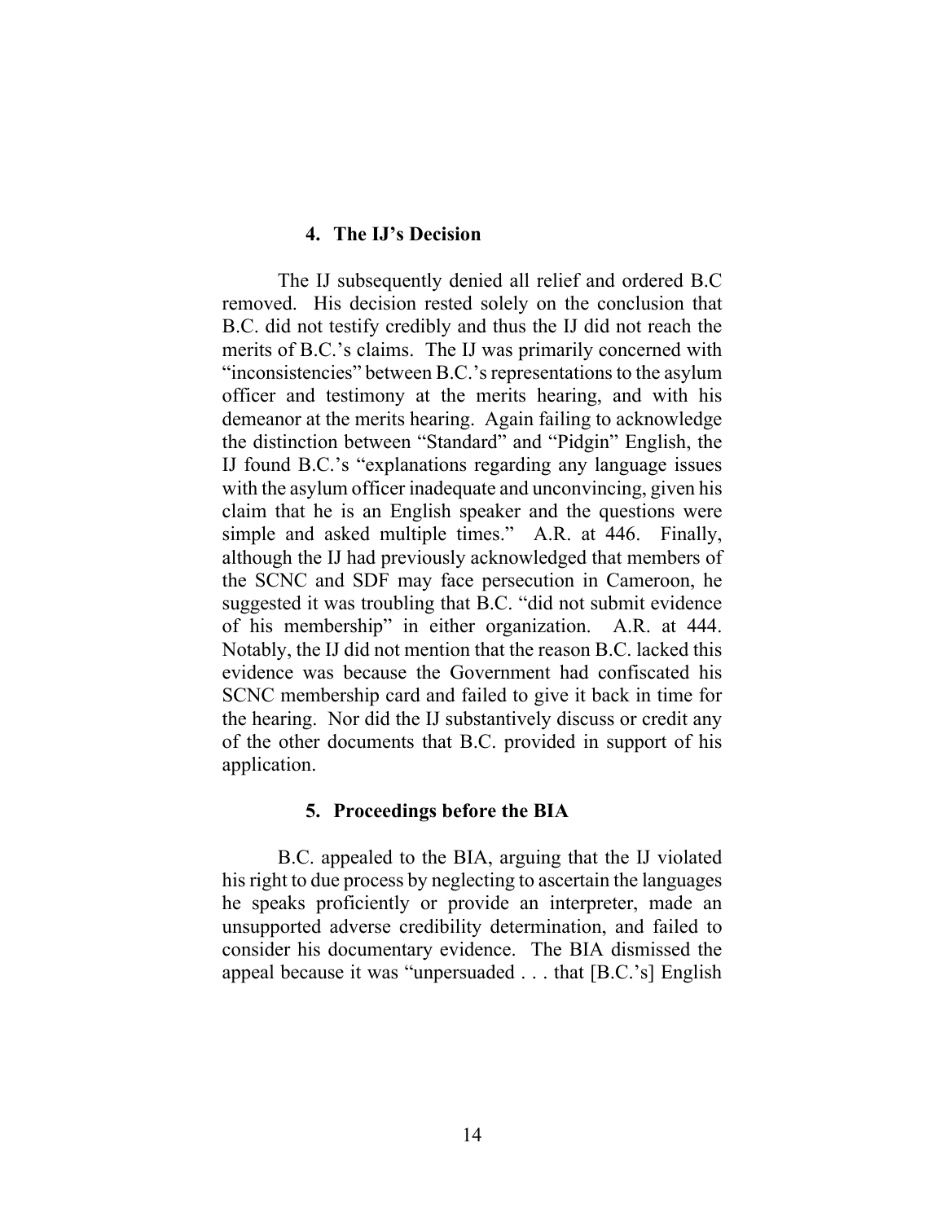### 4. The IJ's Decision

The IJ subsequently denied all relief and ordered B.C removed. His decision rested solely on the conclusion that B.C. did not testify credibly and thus the IJ did not reach the merits of B.C.'s claims. The IJ was primarily concerned with "inconsistencies" between B.C.'s representations to the asylum officer and testimony at the merits hearing, and with his demeanor at the merits hearing. Again failing to acknowledge the distinction between "Standard" and "Pidgin" English, the IJ found B.C.'s "explanations regarding any language issues with the asylum officer inadequate and unconvincing, given his claim that he is an English speaker and the questions were simple and asked multiple times." A.R. at 446. Finally, although the IJ had previously acknowledged that members of the SCNC and SDF may face persecution in Cameroon, he suggested it was troubling that B.C. "did not submit evidence of his membership" in either organization. A.R. at 444. Notably, the IJ did not mention that the reason B.C. lacked this evidence was because the Government had confiscated his SCNC membership card and failed to give it back in time for the hearing. Nor did the IJ substantively discuss or credit any of the other documents that B.C. provided in support of his application.

### 5. Proceedings before the BIA

B.C. appealed to the BIA, arguing that the IJ violated his right to due process by neglecting to ascertain the languages he speaks proficiently or provide an interpreter, made an unsupported adverse credibility determination, and failed to consider his documentary evidence. The BIA dismissed the appeal because it was "unpersuaded . . . that [B.C.'s] English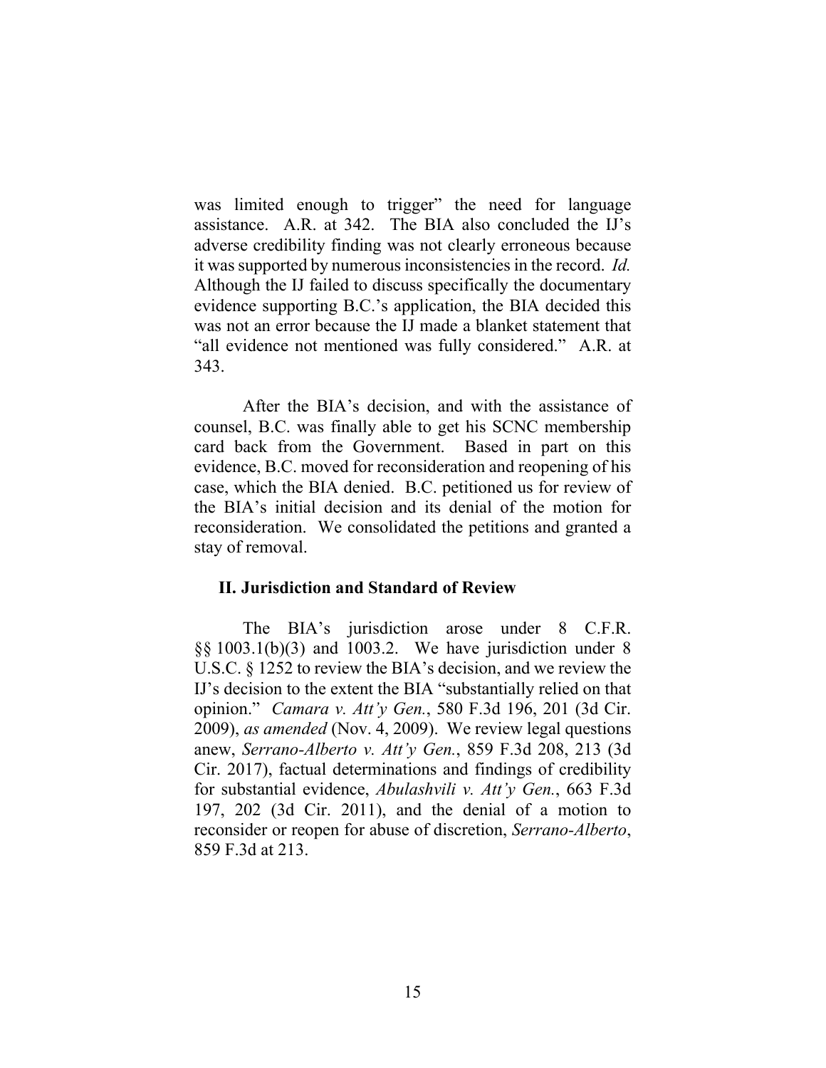was limited enough to trigger" the need for language assistance. A.R. at 342. The BIA also concluded the IJ's adverse credibility finding was not clearly erroneous because it was supported by numerous inconsistencies in the record. *Id.* Although the IJ failed to discuss specifically the documentary evidence supporting B.C.'s application, the BIA decided this was not an error because the IJ made a blanket statement that "all evidence not mentioned was fully considered." A.R. at 343.

After the BIA's decision, and with the assistance of counsel, B.C. was finally able to get his SCNC membership card back from the Government. Based in part on this evidence, B.C. moved for reconsideration and reopening of his case, which the BIA denied. B.C. petitioned us for review of the BIA's initial decision and its denial of the motion for reconsideration. We consolidated the petitions and granted a stay of removal.

## II. Jurisdiction and Standard of Review

The BIA's jurisdiction arose under 8 C.F.R. §§ 1003.1(b)(3) and 1003.2. We have jurisdiction under 8 U.S.C. § 1252 to review the BIA's decision, and we review the IJ's decision to the extent the BIA "substantially relied on that opinion." *Camara v. Att'y Gen.*, 580 F.3d 196, 201 (3d Cir. 2009), *as amended* (Nov. 4, 2009). We review legal questions anew, *Serrano-Alberto v. Att'y Gen.*, 859 F.3d 208, 213 (3d Cir. 2017), factual determinations and findings of credibility for substantial evidence, *Abulashvili v. Att'y Gen.*, 663 F.3d 197, 202 (3d Cir. 2011), and the denial of a motion to reconsider or reopen for abuse of discretion, *Serrano-Alberto*, 859 F.3d at 213.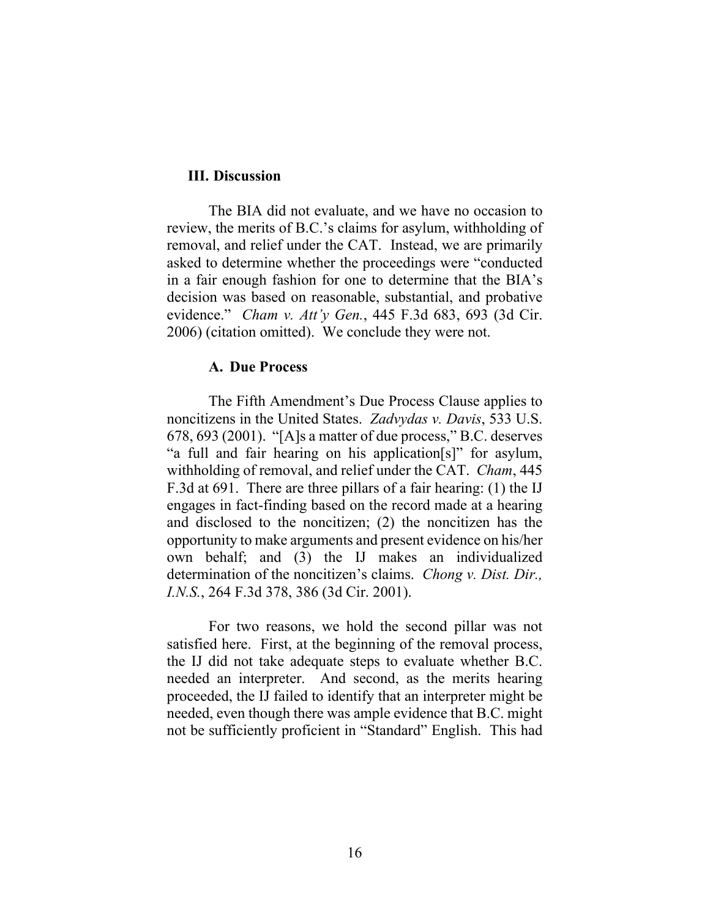## III. Discussion

The BIA did not evaluate, and we have no occasion to review, the merits of B.C.'s claims for asylum, withholding of removal, and relief under the CAT. Instead, we are primarily asked to determine whether the proceedings were "conducted in a fair enough fashion for one to determine that the BIA's decision was based on reasonable, substantial, and probative evidence." *Cham v. Att'y Gen.*, 445 F.3d 683, 693 (3d Cir. 2006) (citation omitted). We conclude they were not.

### A. Due Process

The Fifth Amendment's Due Process Clause applies to noncitizens in the United States. *Zadvydas v. Davis*, 533 U.S. 678, 693 (2001). "[A]s a matter of due process," B.C. deserves "a full and fair hearing on his application[s]" for asylum, withholding of removal, and relief under the CAT. *Cham*, 445 F.3d at 691. There are three pillars of a fair hearing: (1) the IJ engages in fact-finding based on the record made at a hearing and disclosed to the noncitizen; (2) the noncitizen has the opportunity to make arguments and present evidence on his/her own behalf; and (3) the IJ makes an individualized determination of the noncitizen's claims. *Chong v. Dist. Dir., I.N.S.*, 264 F.3d 378, 386 (3d Cir. 2001).

For two reasons, we hold the second pillar was not satisfied here. First, at the beginning of the removal process, the IJ did not take adequate steps to evaluate whether B.C. needed an interpreter. And second, as the merits hearing proceeded, the IJ failed to identify that an interpreter might be needed, even though there was ample evidence that B.C. might not be sufficiently proficient in "Standard" English. This had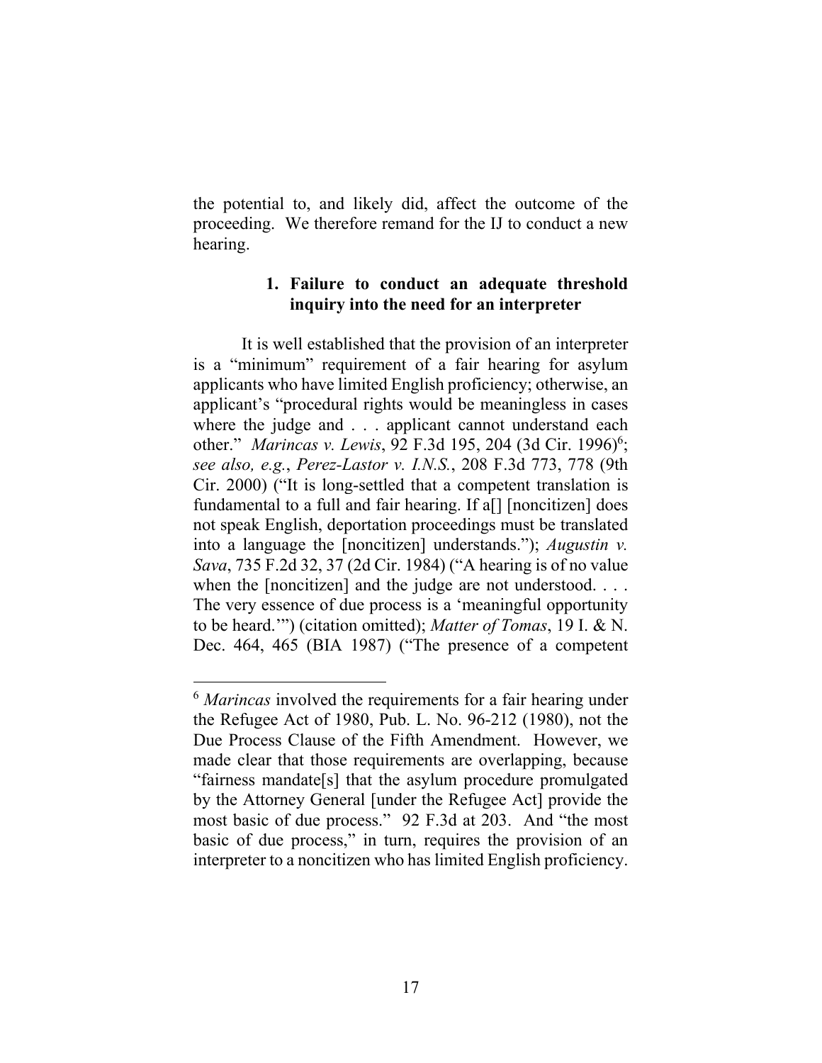the potential to, and likely did, affect the outcome of the proceeding. We therefore remand for the IJ to conduct a new hearing.

### 1. Failure to conduct an adequate threshold inquiry into the need for an interpreter

It is well established that the provision of an interpreter is a "minimum" requirement of a fair hearing for asylum applicants who have limited English proficiency; otherwise, an applicant's "procedural rights would be meaningless in cases where the judge and . . . applicant cannot understand each other." *Marincas v. Lewis*, 92 F.3d 195, 204 (3d Cir. 1996)[6]; *see also, e.g.*, *Perez-Lastor v. I.N.S.*, 208 F.3d 773, 778 (9th Cir. 2000) ("It is long-settled that a competent translation is fundamental to a full and fair hearing. If a[] [noncitizen] does not speak English, deportation proceedings must be translated into a language the [noncitizen] understands."); *Augustin v. Sava*, 735 F.2d 32, 37 (2d Cir. 1984) ("A hearing is of no value when the [noncitizen] and the judge are not understood. . . . The very essence of due process is a 'meaningful opportunity to be heard.'") (citation omitted); *Matter of Tomas*, 19 I. & N. Dec. 464, 465 (BIA 1987) ("The presence of a competent

---

[6] *Marincas* involved the requirements for a fair hearing under the Refugee Act of 1980, Pub. L. No. 96-212 (1980), not the Due Process Clause of the Fifth Amendment. However, we made clear that those requirements are overlapping, because "fairness mandate[s] that the asylum procedure promulgated by the Attorney General [under the Refugee Act] provide the most basic of due process." 92 F.3d at 203. And "the most basic of due process," in turn, requires the provision of an interpreter to a noncitizen who has limited English proficiency.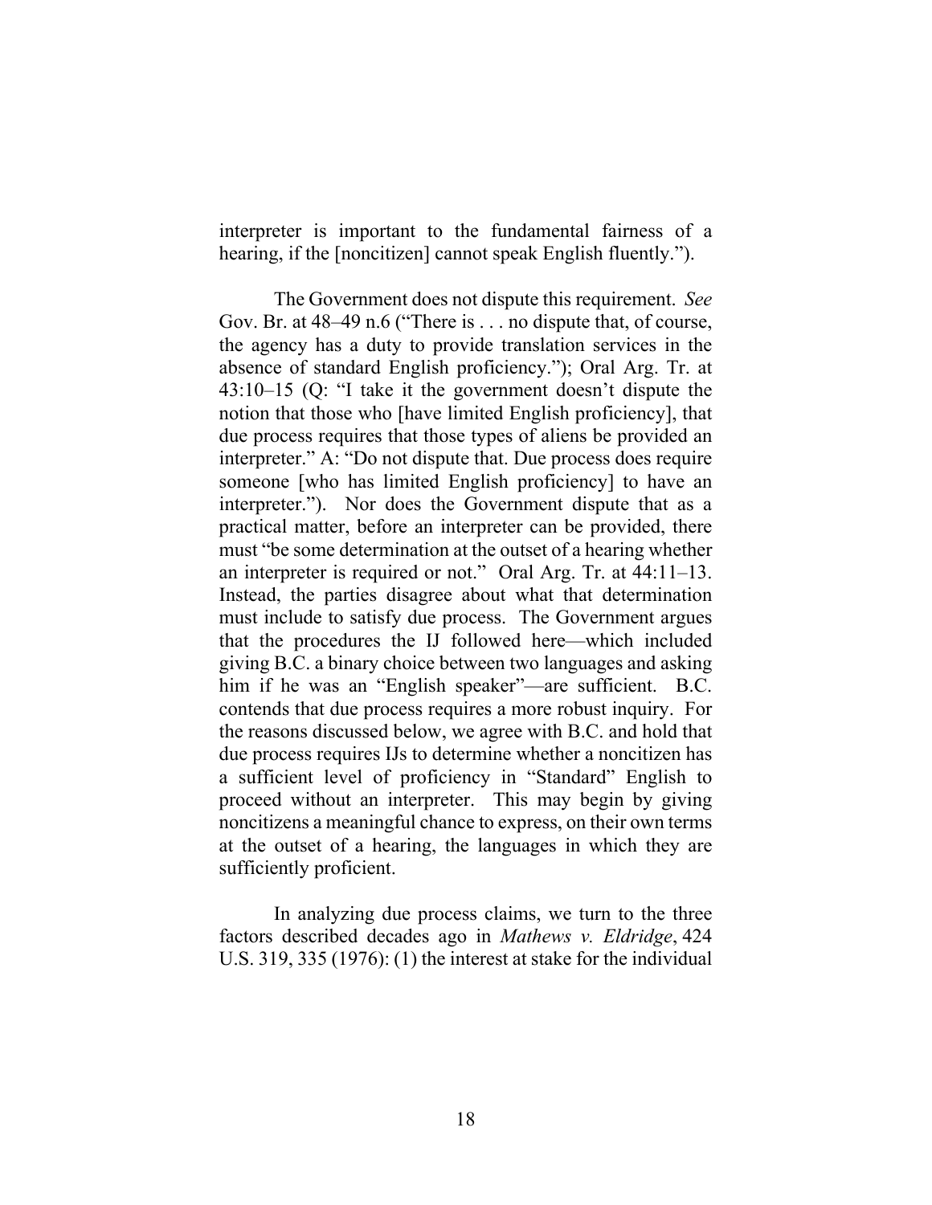interpreter is important to the fundamental fairness of a hearing, if the [noncitizen] cannot speak English fluently.").

The Government does not dispute this requirement. *See* Gov. Br. at 48–49 n.6 ("There is . . . no dispute that, of course, the agency has a duty to provide translation services in the absence of standard English proficiency."); Oral Arg. Tr. at 43:10–15 (Q: "I take it the government doesn't dispute the notion that those who [have limited English proficiency], that due process requires that those types of aliens be provided an interpreter." A: "Do not dispute that. Due process does require someone [who has limited English proficiency] to have an interpreter."). Nor does the Government dispute that as a practical matter, before an interpreter can be provided, there must "be some determination at the outset of a hearing whether an interpreter is required or not." Oral Arg. Tr. at 44:11–13. Instead, the parties disagree about what that determination must include to satisfy due process. The Government argues that the procedures the IJ followed here—which included giving B.C. a binary choice between two languages and asking him if he was an "English speaker"—are sufficient. B.C. contends that due process requires a more robust inquiry. For the reasons discussed below, we agree with B.C. and hold that due process requires IJs to determine whether a noncitizen has a sufficient level of proficiency in "Standard" English to proceed without an interpreter. This may begin by giving noncitizens a meaningful chance to express, on their own terms at the outset of a hearing, the languages in which they are sufficiently proficient.

In analyzing due process claims, we turn to the three factors described decades ago in *Mathews v. Eldridge*, 424 U.S. 319, 335 (1976): (1) the interest at stake for the individual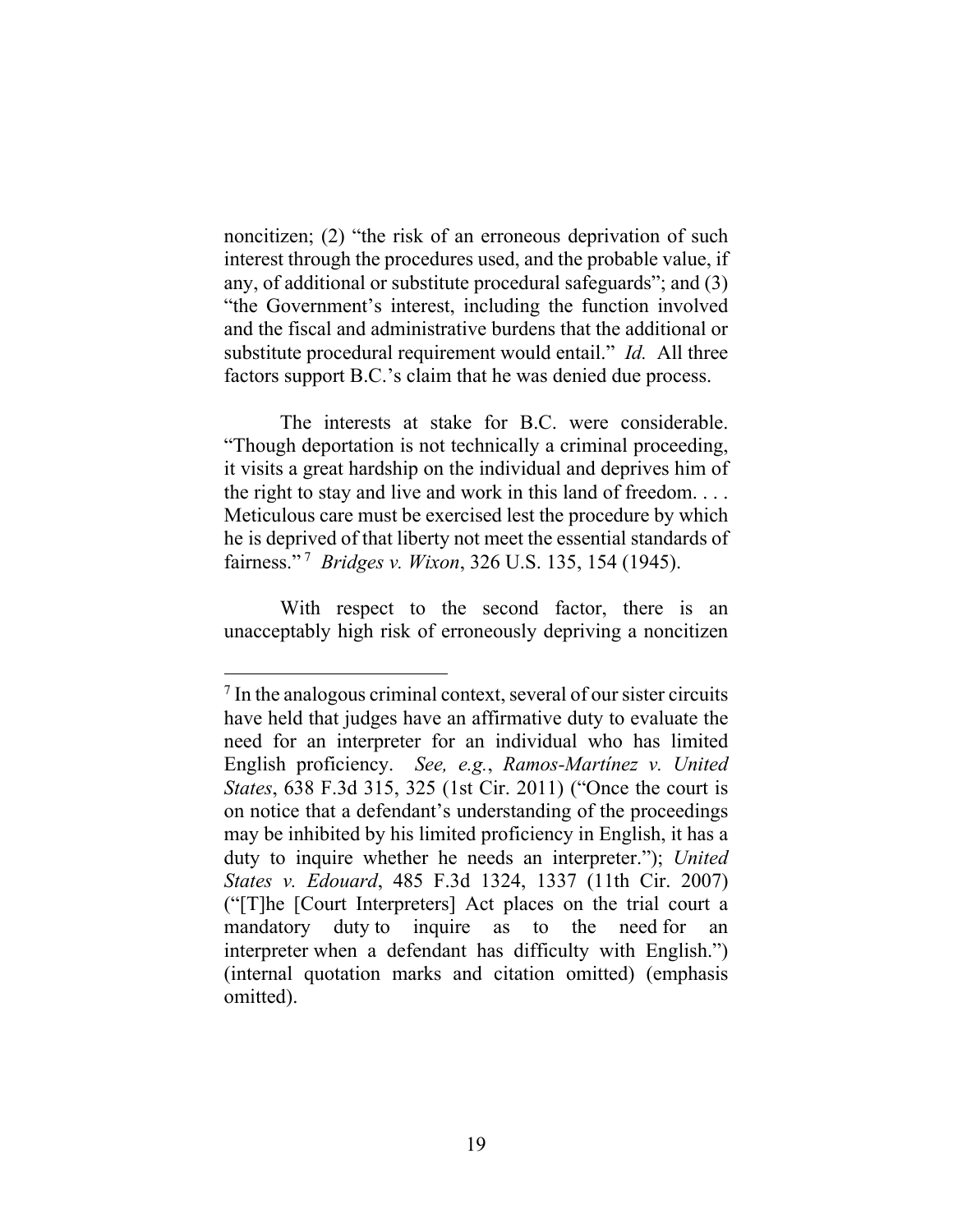noncitizen; (2) "the risk of an erroneous deprivation of such interest through the procedures used, and the probable value, if any, of additional or substitute procedural safeguards"; and (3) "the Government's interest, including the function involved and the fiscal and administrative burdens that the additional or substitute procedural requirement would entail." *Id.* All three factors support B.C.'s claim that he was denied due process.

The interests at stake for B.C. were considerable. "Though deportation is not technically a criminal proceeding, it visits a great hardship on the individual and deprives him of the right to stay and live and work in this land of freedom. . . . Meticulous care must be exercised lest the procedure by which he is deprived of that liberty not meet the essential standards of fairness."[7] *Bridges v. Wixon*, 326 U.S. 135, 154 (1945).

With respect to the second factor, there is an unacceptably high risk of erroneously depriving a noncitizen

---

[7] In the analogous criminal context, several of our sister circuits have held that judges have an affirmative duty to evaluate the need for an interpreter for an individual who has limited English proficiency. *See, e.g.*, *Ramos-Martínez v. United States*, 638 F.3d 315, 325 (1st Cir. 2011) ("Once the court is on notice that a defendant's understanding of the proceedings may be inhibited by his limited proficiency in English, it has a duty to inquire whether he needs an interpreter."); *United States v. Edouard*, 485 F.3d 1324, 1337 (11th Cir. 2007) ("[T]he [Court Interpreters] Act places on the trial court a mandatory duty to inquire as to the need for an interpreter when a defendant has difficulty with English.") (internal quotation marks and citation omitted) (emphasis omitted).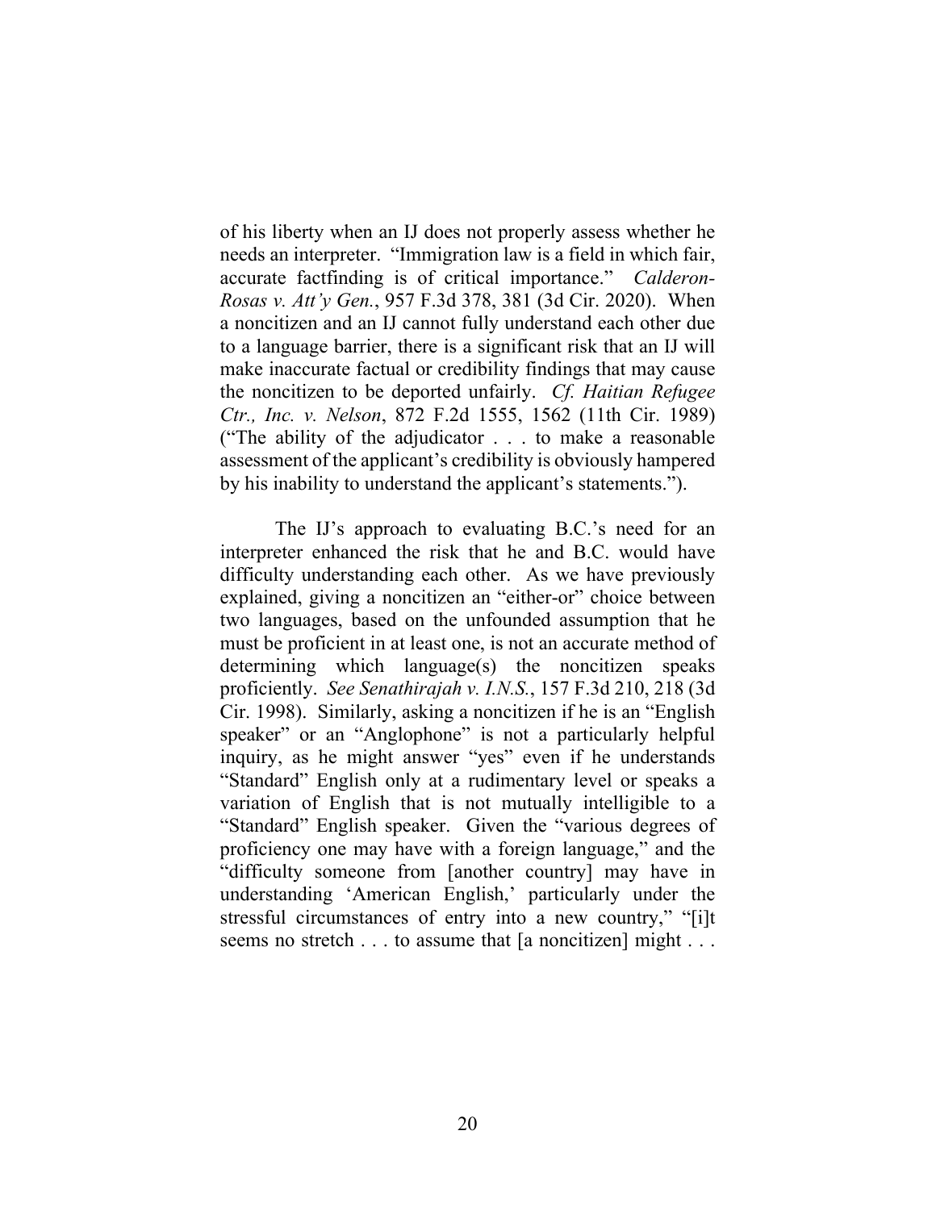of his liberty when an IJ does not properly assess whether he needs an interpreter. "Immigration law is a field in which fair, accurate factfinding is of critical importance." *Calderon-Rosas v. Att'y Gen.*, 957 F.3d 378, 381 (3d Cir. 2020). When a noncitizen and an IJ cannot fully understand each other due to a language barrier, there is a significant risk that an IJ will make inaccurate factual or credibility findings that may cause the noncitizen to be deported unfairly. *Cf. Haitian Refugee Ctr., Inc. v. Nelson*, 872 F.2d 1555, 1562 (11th Cir. 1989) ("The ability of the adjudicator . . . to make a reasonable assessment of the applicant's credibility is obviously hampered by his inability to understand the applicant's statements.").

The IJ's approach to evaluating B.C.'s need for an interpreter enhanced the risk that he and B.C. would have difficulty understanding each other. As we have previously explained, giving a noncitizen an "either-or" choice between two languages, based on the unfounded assumption that he must be proficient in at least one, is not an accurate method of determining which language(s) the noncitizen speaks proficiently. *See Senathirajah v. I.N.S.*, 157 F.3d 210, 218 (3d Cir. 1998). Similarly, asking a noncitizen if he is an "English speaker" or an "Anglophone" is not a particularly helpful inquiry, as he might answer "yes" even if he understands "Standard" English only at a rudimentary level or speaks a variation of English that is not mutually intelligible to a "Standard" English speaker. Given the "various degrees of proficiency one may have with a foreign language," and the "difficulty someone from [another country] may have in understanding 'American English,' particularly under the stressful circumstances of entry into a new country," "[i]t seems no stretch . . . to assume that [a noncitizen] might . . .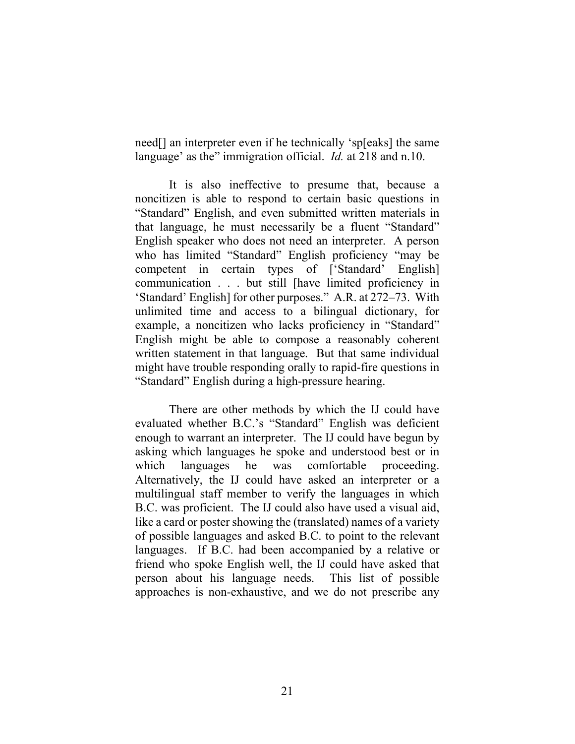need[] an interpreter even if he technically 'sp[eaks] the same language' as the" immigration official. *Id.* at 218 and n.10.

It is also ineffective to presume that, because a noncitizen is able to respond to certain basic questions in "Standard" English, and even submitted written materials in that language, he must necessarily be a fluent "Standard" English speaker who does not need an interpreter. A person who has limited "Standard" English proficiency "may be competent in certain types of ['Standard' English] communication . . . but still [have limited proficiency in 'Standard' English] for other purposes." A.R. at 272–73. With unlimited time and access to a bilingual dictionary, for example, a noncitizen who lacks proficiency in "Standard" English might be able to compose a reasonably coherent written statement in that language. But that same individual might have trouble responding orally to rapid-fire questions in "Standard" English during a high-pressure hearing.

There are other methods by which the IJ could have evaluated whether B.C.'s "Standard" English was deficient enough to warrant an interpreter. The IJ could have begun by asking which languages he spoke and understood best or in which languages he was comfortable proceeding. Alternatively, the IJ could have asked an interpreter or a multilingual staff member to verify the languages in which B.C. was proficient. The IJ could also have used a visual aid, like a card or poster showing the (translated) names of a variety of possible languages and asked B.C. to point to the relevant languages. If B.C. had been accompanied by a relative or friend who spoke English well, the IJ could have asked that person about his language needs. This list of possible approaches is non-exhaustive, and we do not prescribe any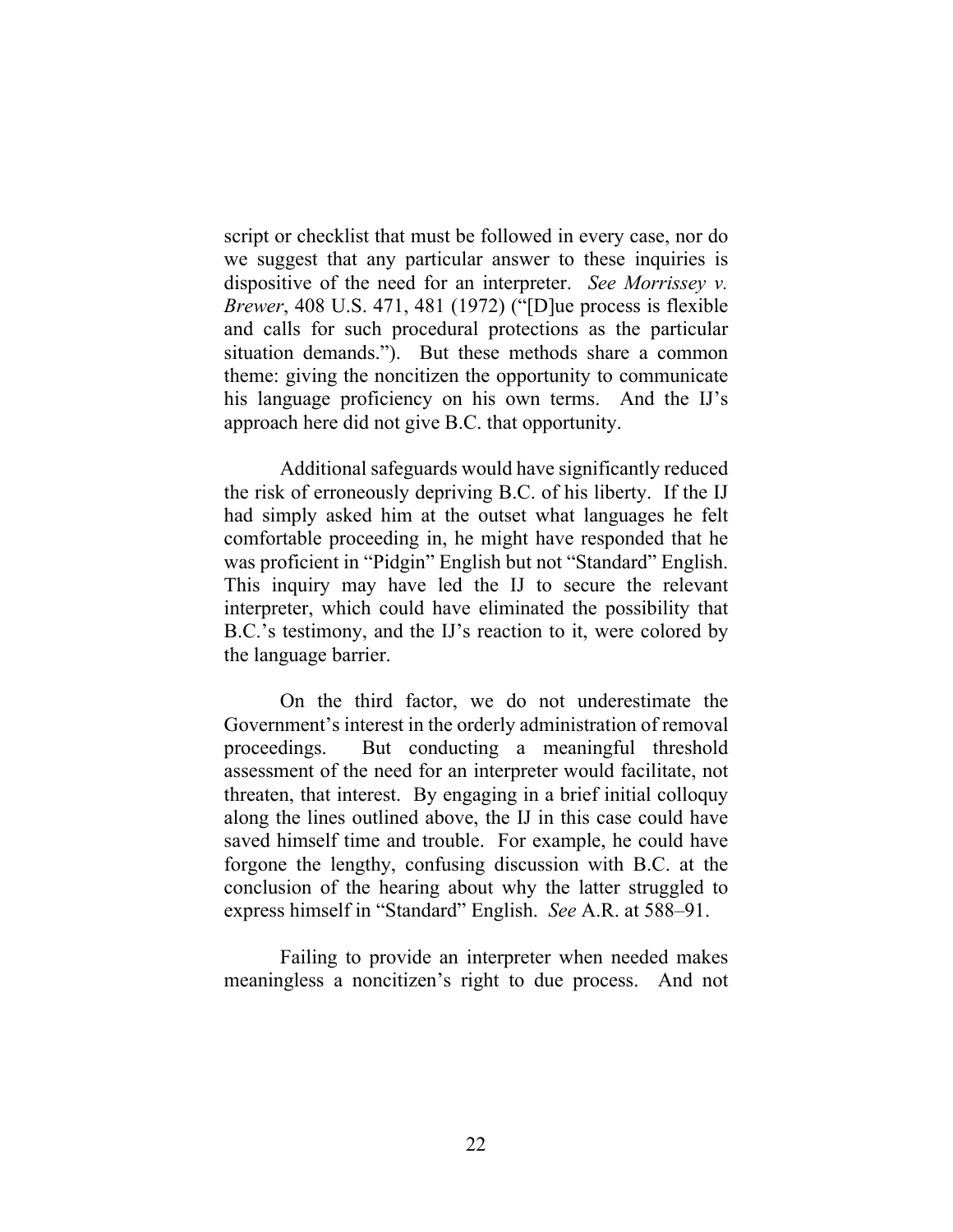script or checklist that must be followed in every case, nor do we suggest that any particular answer to these inquiries is dispositive of the need for an interpreter. *See Morrissey v. Brewer*, 408 U.S. 471, 481 (1972) ("[D]ue process is flexible and calls for such procedural protections as the particular situation demands."). But these methods share a common theme: giving the noncitizen the opportunity to communicate his language proficiency on his own terms. And the IJ's approach here did not give B.C. that opportunity.

Additional safeguards would have significantly reduced the risk of erroneously depriving B.C. of his liberty. If the IJ had simply asked him at the outset what languages he felt comfortable proceeding in, he might have responded that he was proficient in "Pidgin" English but not "Standard" English. This inquiry may have led the IJ to secure the relevant interpreter, which could have eliminated the possibility that B.C.'s testimony, and the IJ's reaction to it, were colored by the language barrier.

On the third factor, we do not underestimate the Government's interest in the orderly administration of removal proceedings. But conducting a meaningful threshold assessment of the need for an interpreter would facilitate, not threaten, that interest. By engaging in a brief initial colloquy along the lines outlined above, the IJ in this case could have saved himself time and trouble. For example, he could have forgone the lengthy, confusing discussion with B.C. at the conclusion of the hearing about why the latter struggled to express himself in "Standard" English. *See* A.R. at 588–91.

Failing to provide an interpreter when needed makes meaningless a noncitizen's right to due process. And not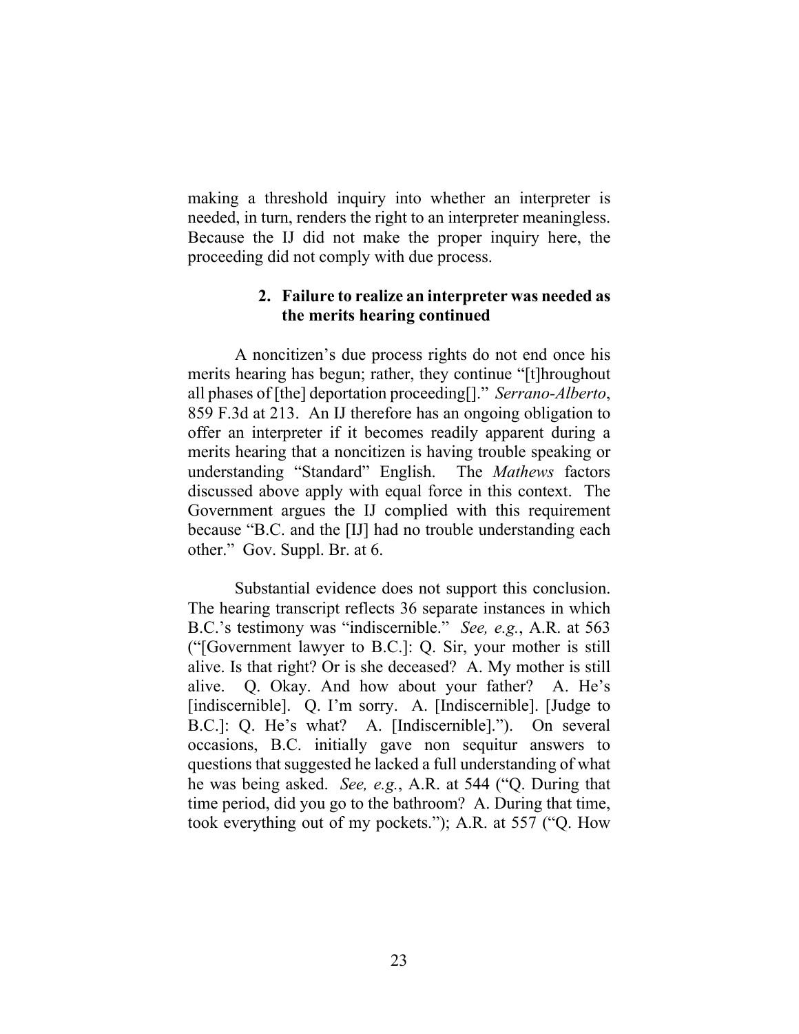making a threshold inquiry into whether an interpreter is needed, in turn, renders the right to an interpreter meaningless. Because the IJ did not make the proper inquiry here, the proceeding did not comply with due process.

### 2. Failure to realize an interpreter was needed as the merits hearing continued

A noncitizen's due process rights do not end once his merits hearing has begun; rather, they continue "[t]hroughout all phases of [the] deportation proceeding[]." *Serrano-Alberto*, 859 F.3d at 213. An IJ therefore has an ongoing obligation to offer an interpreter if it becomes readily apparent during a merits hearing that a noncitizen is having trouble speaking or understanding "Standard" English. The *Mathews* factors discussed above apply with equal force in this context. The Government argues the IJ complied with this requirement because "B.C. and the [IJ] had no trouble understanding each other." Gov. Suppl. Br. at 6.

Substantial evidence does not support this conclusion. The hearing transcript reflects 36 separate instances in which B.C.'s testimony was "indiscernible." *See, e.g.*, A.R. at 563 ("[Government lawyer to B.C.]: Q. Sir, your mother is still alive. Is that right? Or is she deceased? A. My mother is still alive. Q. Okay. And how about your father? A. He's [indiscernible]. Q. I'm sorry. A. [Indiscernible]. [Judge to B.C.]: Q. He's what? A. [Indiscernible]."). On several occasions, B.C. initially gave non sequitur answers to questions that suggested he lacked a full understanding of what he was being asked. *See, e.g.*, A.R. at 544 ("Q. During that time period, did you go to the bathroom? A. During that time, took everything out of my pockets."); A.R. at 557 ("Q. How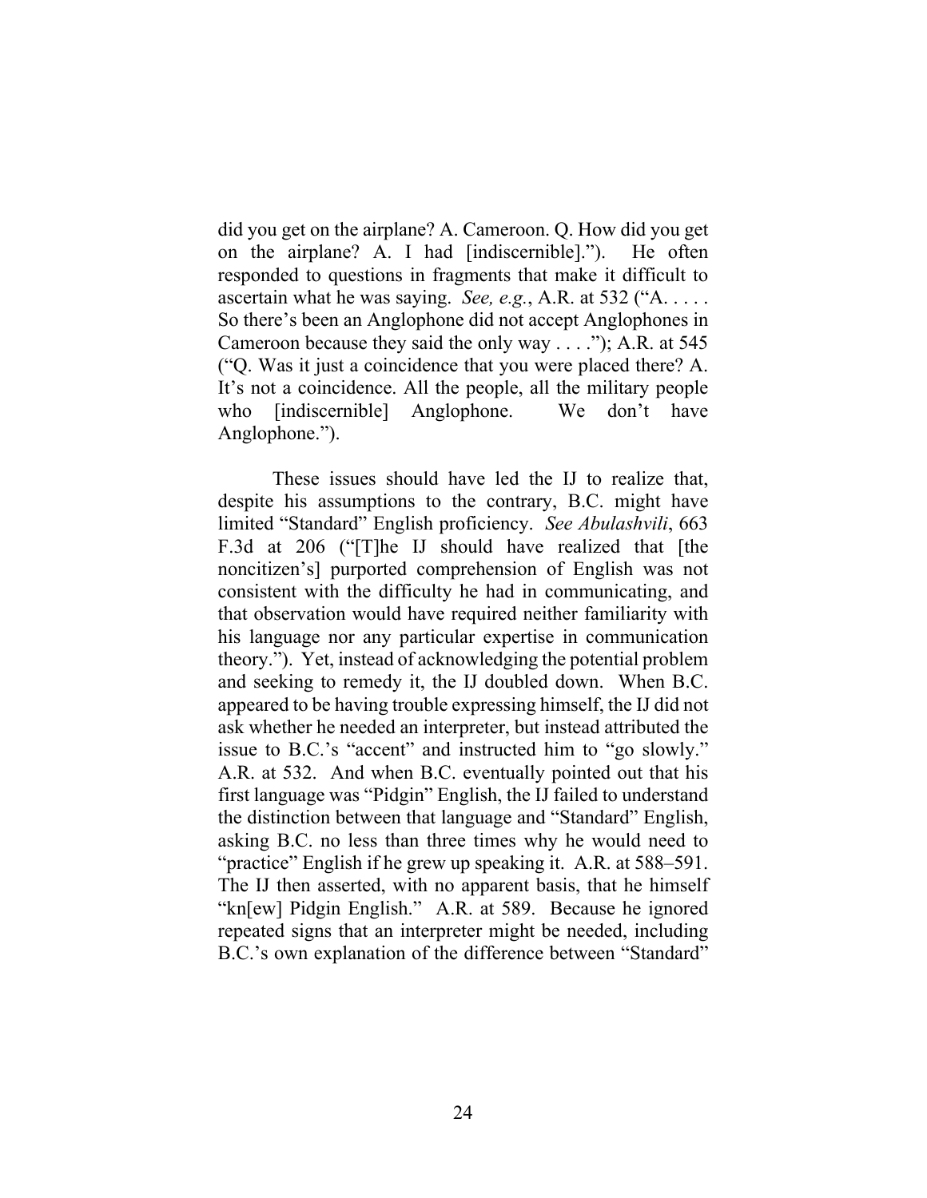did you get on the airplane? A. Cameroon. Q. How did you get on the airplane? A. I had [indiscernible]."). He often responded to questions in fragments that make it difficult to ascertain what he was saying. *See, e.g.*, A.R. at 532 ("A. . . . . So there's been an Anglophone did not accept Anglophones in Cameroon because they said the only way . . . ."); A.R. at 545 ("Q. Was it just a coincidence that you were placed there? A. It's not a coincidence. All the people, all the military people who [indiscernible] Anglophone. We don't have Anglophone.").

These issues should have led the IJ to realize that, despite his assumptions to the contrary, B.C. might have limited "Standard" English proficiency. *See Abulashvili*, 663 F.3d at 206 ("[T]he IJ should have realized that [the noncitizen's] purported comprehension of English was not consistent with the difficulty he had in communicating, and that observation would have required neither familiarity with his language nor any particular expertise in communication theory."). Yet, instead of acknowledging the potential problem and seeking to remedy it, the IJ doubled down. When B.C. appeared to be having trouble expressing himself, the IJ did not ask whether he needed an interpreter, but instead attributed the issue to B.C.'s "accent" and instructed him to "go slowly." A.R. at 532. And when B.C. eventually pointed out that his first language was "Pidgin" English, the IJ failed to understand the distinction between that language and "Standard" English, asking B.C. no less than three times why he would need to "practice" English if he grew up speaking it. A.R. at 588–591. The IJ then asserted, with no apparent basis, that he himself "kn[ew] Pidgin English." A.R. at 589. Because he ignored repeated signs that an interpreter might be needed, including B.C.'s own explanation of the difference between "Standard"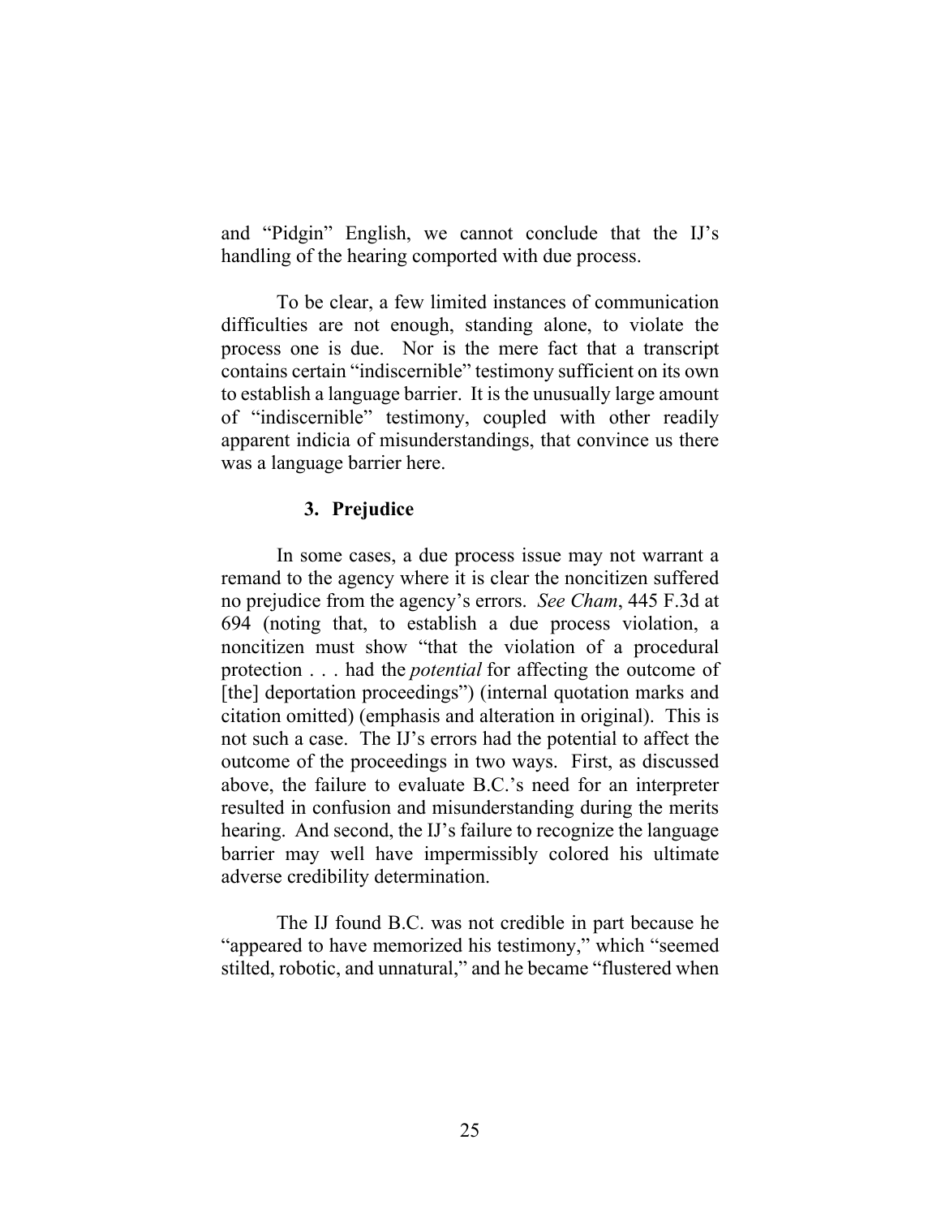and "Pidgin" English, we cannot conclude that the IJ's handling of the hearing comported with due process.

To be clear, a few limited instances of communication difficulties are not enough, standing alone, to violate the process one is due. Nor is the mere fact that a transcript contains certain "indiscernible" testimony sufficient on its own to establish a language barrier. It is the unusually large amount of "indiscernible" testimony, coupled with other readily apparent indicia of misunderstandings, that convince us there was a language barrier here.

### 3. Prejudice

In some cases, a due process issue may not warrant a remand to the agency where it is clear the noncitizen suffered no prejudice from the agency's errors. *See Cham*, 445 F.3d at 694 (noting that, to establish a due process violation, a noncitizen must show "that the violation of a procedural protection . . . had the *potential* for affecting the outcome of [the] deportation proceedings") (internal quotation marks and citation omitted) (emphasis and alteration in original). This is not such a case. The IJ's errors had the potential to affect the outcome of the proceedings in two ways. First, as discussed above, the failure to evaluate B.C.'s need for an interpreter resulted in confusion and misunderstanding during the merits hearing. And second, the IJ's failure to recognize the language barrier may well have impermissibly colored his ultimate adverse credibility determination.

The IJ found B.C. was not credible in part because he "appeared to have memorized his testimony," which "seemed stilted, robotic, and unnatural," and he became "flustered when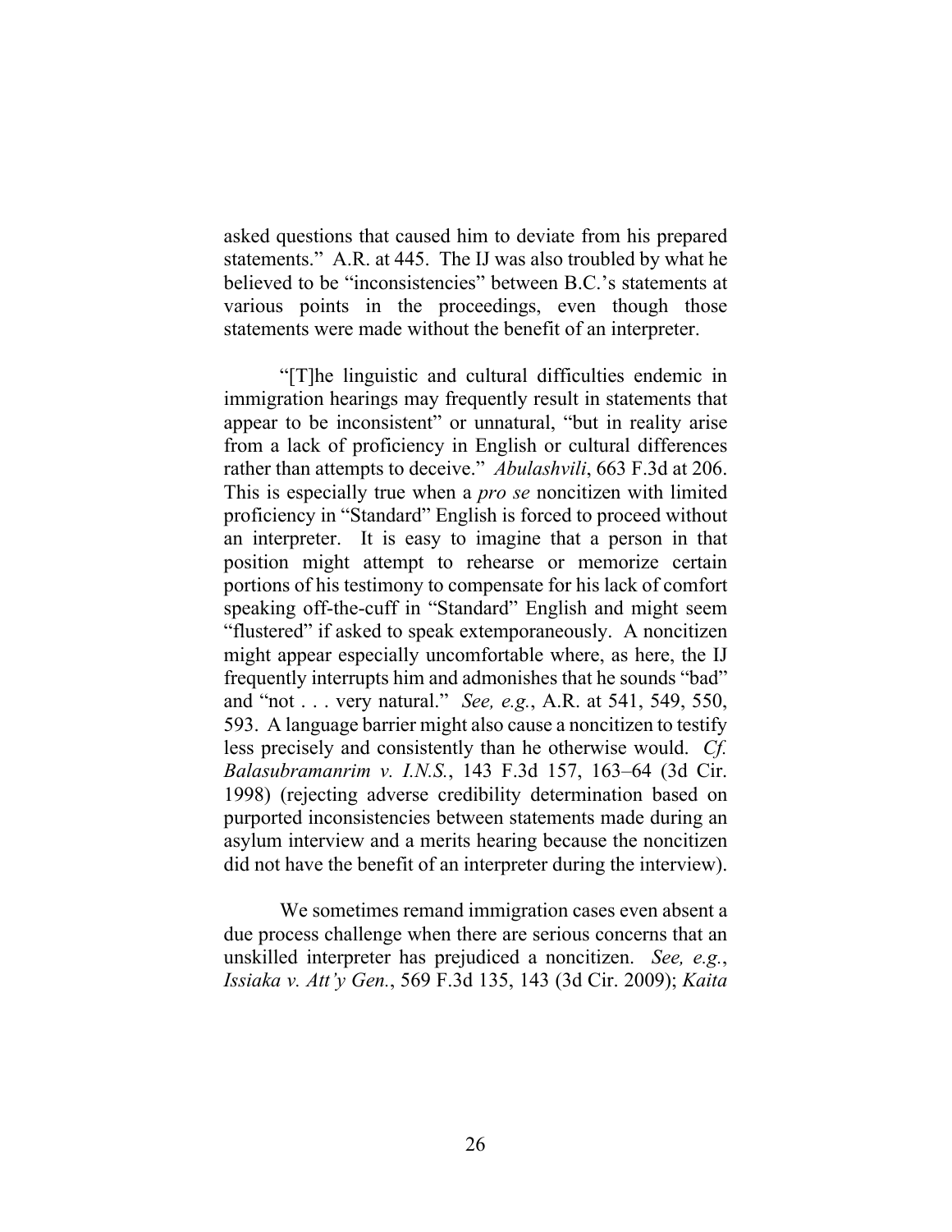asked questions that caused him to deviate from his prepared statements." A.R. at 445. The IJ was also troubled by what he believed to be "inconsistencies" between B.C.'s statements at various points in the proceedings, even though those statements were made without the benefit of an interpreter.

"[T]he linguistic and cultural difficulties endemic in immigration hearings may frequently result in statements that appear to be inconsistent" or unnatural, "but in reality arise from a lack of proficiency in English or cultural differences rather than attempts to deceive." *Abulashvili*, 663 F.3d at 206. This is especially true when a *pro se* noncitizen with limited proficiency in "Standard" English is forced to proceed without an interpreter. It is easy to imagine that a person in that position might attempt to rehearse or memorize certain portions of his testimony to compensate for his lack of comfort speaking off-the-cuff in "Standard" English and might seem "flustered" if asked to speak extemporaneously. A noncitizen might appear especially uncomfortable where, as here, the IJ frequently interrupts him and admonishes that he sounds "bad" and "not . . . very natural." *See, e.g.*, A.R. at 541, 549, 550, 593. A language barrier might also cause a noncitizen to testify less precisely and consistently than he otherwise would. *Cf. Balasubramanrim v. I.N.S.*, 143 F.3d 157, 163–64 (3d Cir. 1998) (rejecting adverse credibility determination based on purported inconsistencies between statements made during an asylum interview and a merits hearing because the noncitizen did not have the benefit of an interpreter during the interview).

We sometimes remand immigration cases even absent a due process challenge when there are serious concerns that an unskilled interpreter has prejudiced a noncitizen. *See, e.g.*, *Issiaka v. Att'y Gen.*, 569 F.3d 135, 143 (3d Cir. 2009); *Kaita*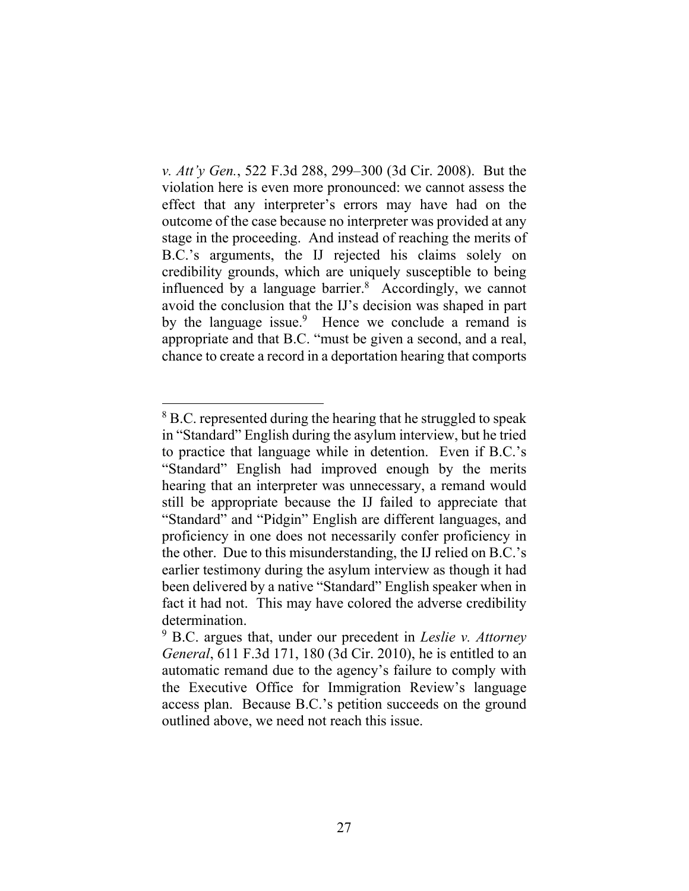*v. Att'y Gen.*, 522 F.3d 288, 299–300 (3d Cir. 2008). But the violation here is even more pronounced: we cannot assess the effect that any interpreter's errors may have had on the outcome of the case because no interpreter was provided at any stage in the proceeding. And instead of reaching the merits of B.C.'s arguments, the IJ rejected his claims solely on credibility grounds, which are uniquely susceptible to being influenced by a language barrier.[8] Accordingly, we cannot avoid the conclusion that the IJ's decision was shaped in part by the language issue.[9] Hence we conclude a remand is appropriate and that B.C. "must be given a second, and a real, chance to create a record in a deportation hearing that comports

---

[8] B.C. represented during the hearing that he struggled to speak in "Standard" English during the asylum interview, but he tried to practice that language while in detention. Even if B.C.'s "Standard" English had improved enough by the merits hearing that an interpreter was unnecessary, a remand would still be appropriate because the IJ failed to appreciate that "Standard" and "Pidgin" English are different languages, and proficiency in one does not necessarily confer proficiency in the other. Due to this misunderstanding, the IJ relied on B.C.'s earlier testimony during the asylum interview as though it had been delivered by a native "Standard" English speaker when in fact it had not. This may have colored the adverse credibility determination.

[9] B.C. argues that, under our precedent in *Leslie v. Attorney General*, 611 F.3d 171, 180 (3d Cir. 2010), he is entitled to an automatic remand due to the agency's failure to comply with the Executive Office for Immigration Review's language access plan. Because B.C.'s petition succeeds on the ground outlined above, we need not reach this issue.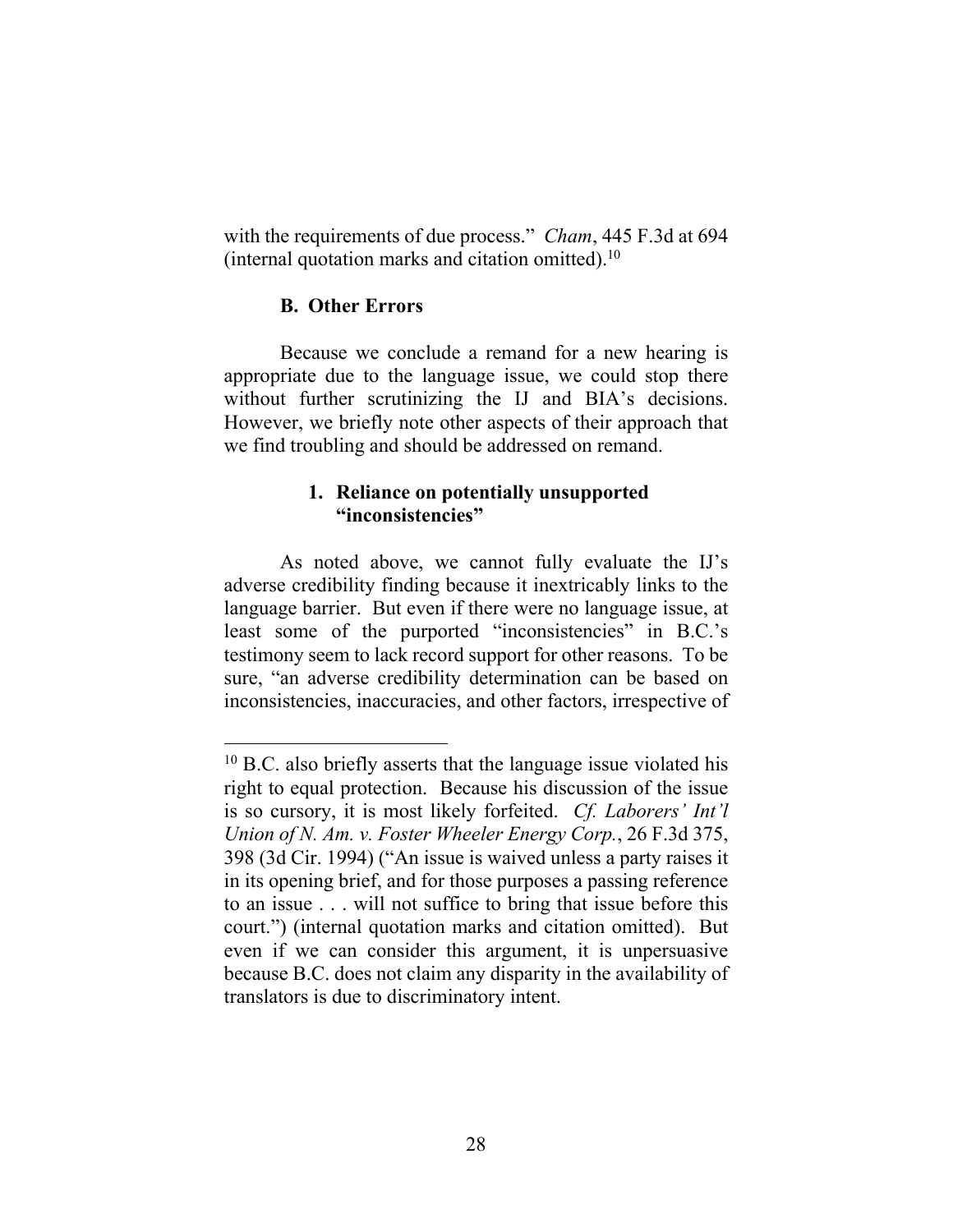with the requirements of due process." *Cham*, 445 F.3d at 694 (internal quotation marks and citation omitted).[10]

### B. Other Errors

Because we conclude a remand for a new hearing is appropriate due to the language issue, we could stop there without further scrutinizing the IJ and BIA's decisions. However, we briefly note other aspects of their approach that we find troubling and should be addressed on remand.

#### 1. Reliance on potentially unsupported "inconsistencies"

As noted above, we cannot fully evaluate the IJ's adverse credibility finding because it inextricably links to the language barrier. But even if there were no language issue, at least some of the purported "inconsistencies" in B.C.'s testimony seem to lack record support for other reasons. To be sure, "an adverse credibility determination can be based on inconsistencies, inaccuracies, and other factors, irrespective of

---

[10] B.C. also briefly asserts that the language issue violated his right to equal protection. Because his discussion of the issue is so cursory, it is most likely forfeited. *Cf. Laborers' Int'l Union of N. Am. v. Foster Wheeler Energy Corp.*, 26 F.3d 375, 398 (3d Cir. 1994) ("An issue is waived unless a party raises it in its opening brief, and for those purposes a passing reference to an issue . . . will not suffice to bring that issue before this court.") (internal quotation marks and citation omitted). But even if we can consider this argument, it is unpersuasive because B.C. does not claim any disparity in the availability of translators is due to discriminatory intent.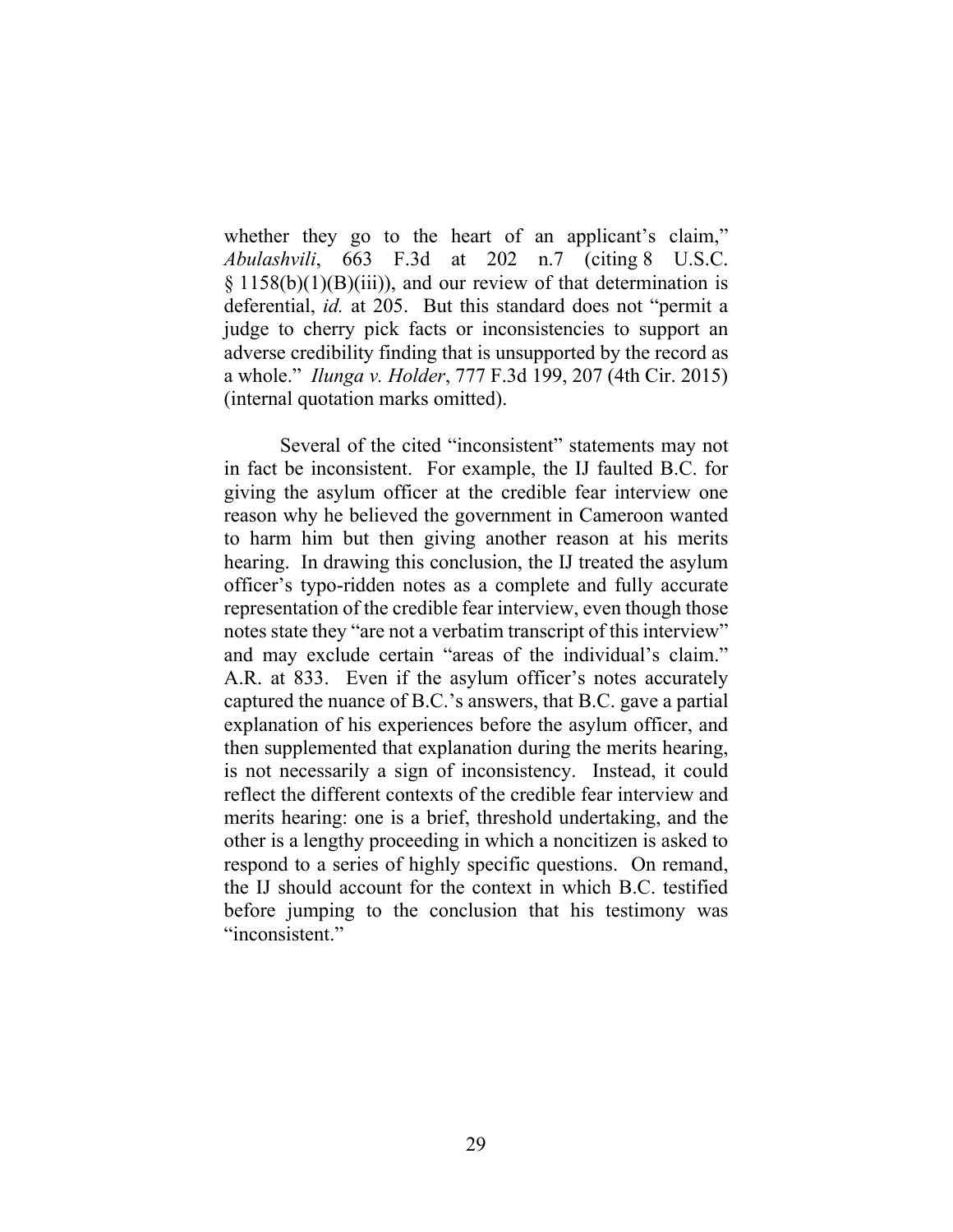whether they go to the heart of an applicant's claim," *Abulashvili*, 663 F.3d at 202 n.7 (citing 8 U.S.C. § 1158(b)(1)(B)(iii)), and our review of that determination is deferential, *id.* at 205. But this standard does not "permit a judge to cherry pick facts or inconsistencies to support an adverse credibility finding that is unsupported by the record as a whole." *Ilunga v. Holder*, 777 F.3d 199, 207 (4th Cir. 2015) (internal quotation marks omitted).

Several of the cited "inconsistent" statements may not in fact be inconsistent. For example, the IJ faulted B.C. for giving the asylum officer at the credible fear interview one reason why he believed the government in Cameroon wanted to harm him but then giving another reason at his merits hearing. In drawing this conclusion, the IJ treated the asylum officer's typo-ridden notes as a complete and fully accurate representation of the credible fear interview, even though those notes state they "are not a verbatim transcript of this interview" and may exclude certain "areas of the individual's claim." A.R. at 833. Even if the asylum officer's notes accurately captured the nuance of B.C.'s answers, that B.C. gave a partial explanation of his experiences before the asylum officer, and then supplemented that explanation during the merits hearing, is not necessarily a sign of inconsistency. Instead, it could reflect the different contexts of the credible fear interview and merits hearing: one is a brief, threshold undertaking, and the other is a lengthy proceeding in which a noncitizen is asked to respond to a series of highly specific questions. On remand, the IJ should account for the context in which B.C. testified before jumping to the conclusion that his testimony was "inconsistent."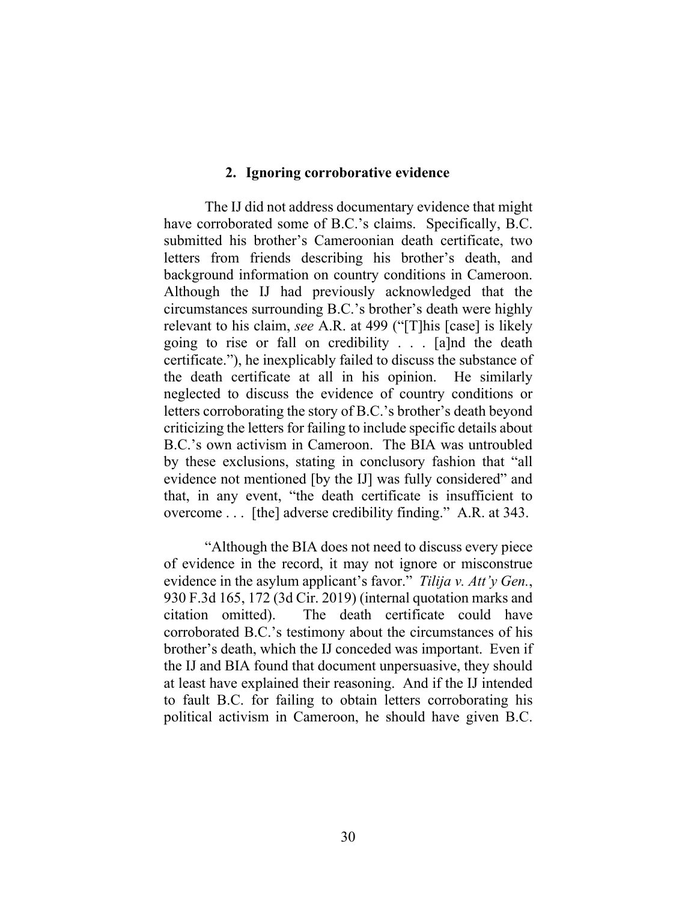### 2. Ignoring corroborative evidence

The IJ did not address documentary evidence that might have corroborated some of B.C.'s claims. Specifically, B.C. submitted his brother's Cameroonian death certificate, two letters from friends describing his brother's death, and background information on country conditions in Cameroon. Although the IJ had previously acknowledged that the circumstances surrounding B.C.'s brother's death were highly relevant to his claim, *see* A.R. at 499 ("[T]his [case] is likely going to rise or fall on credibility . . . [a]nd the death certificate."), he inexplicably failed to discuss the substance of the death certificate at all in his opinion. He similarly neglected to discuss the evidence of country conditions or letters corroborating the story of B.C.'s brother's death beyond criticizing the letters for failing to include specific details about B.C.'s own activism in Cameroon. The BIA was untroubled by these exclusions, stating in conclusory fashion that "all evidence not mentioned [by the IJ] was fully considered" and that, in any event, "the death certificate is insufficient to overcome . . . [the] adverse credibility finding." A.R. at 343.

"Although the BIA does not need to discuss every piece of evidence in the record, it may not ignore or misconstrue evidence in the asylum applicant's favor." *Tilija v. Att'y Gen.*, 930 F.3d 165, 172 (3d Cir. 2019) (internal quotation marks and citation omitted). The death certificate could have corroborated B.C.'s testimony about the circumstances of his brother's death, which the IJ conceded was important. Even if the IJ and BIA found that document unpersuasive, they should at least have explained their reasoning. And if the IJ intended to fault B.C. for failing to obtain letters corroborating his political activism in Cameroon, he should have given B.C.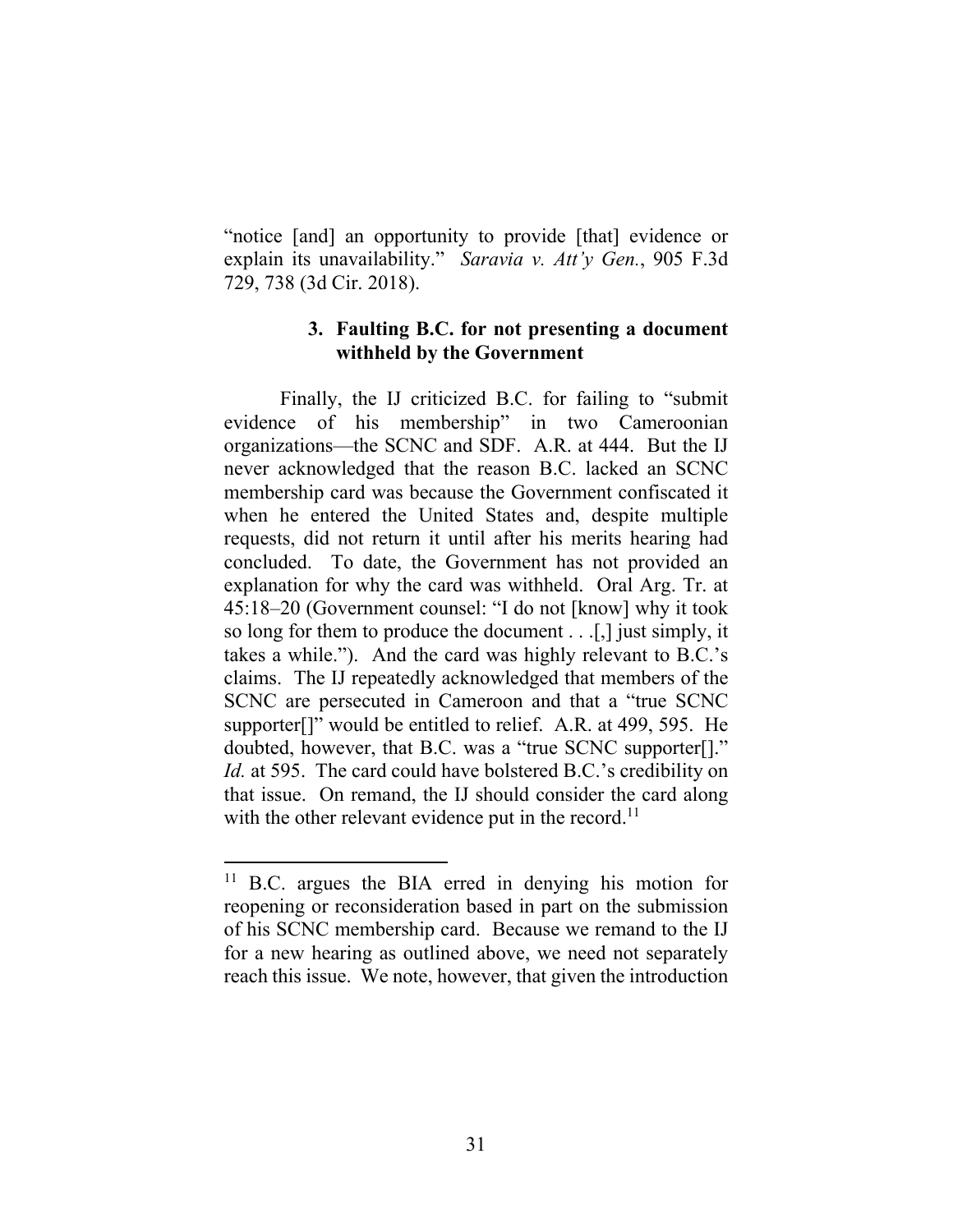"notice [and] an opportunity to provide [that] evidence or explain its unavailability." *Saravia v. Att'y Gen.*, 905 F.3d 729, 738 (3d Cir. 2018).

### 3. Faulting B.C. for not presenting a document withheld by the Government

Finally, the IJ criticized B.C. for failing to "submit evidence of his membership" in two Cameroonian organizations—the SCNC and SDF. A.R. at 444. But the IJ never acknowledged that the reason B.C. lacked an SCNC membership card was because the Government confiscated it when he entered the United States and, despite multiple requests, did not return it until after his merits hearing had concluded. To date, the Government has not provided an explanation for why the card was withheld. Oral Arg. Tr. at 45:18–20 (Government counsel: "I do not [know] why it took so long for them to produce the document . . .[,] just simply, it takes a while."). And the card was highly relevant to B.C.'s claims. The IJ repeatedly acknowledged that members of the SCNC are persecuted in Cameroon and that a "true SCNC supporter[]" would be entitled to relief. A.R. at 499, 595. He doubted, however, that B.C. was a "true SCNC supporter[]." *Id.* at 595. The card could have bolstered B.C.'s credibility on that issue. On remand, the IJ should consider the card along with the other relevant evidence put in the record.[11]

---

[11] B.C. argues the BIA erred in denying his motion for reopening or reconsideration based in part on the submission of his SCNC membership card. Because we remand to the IJ for a new hearing as outlined above, we need not separately reach this issue. We note, however, that given the introduction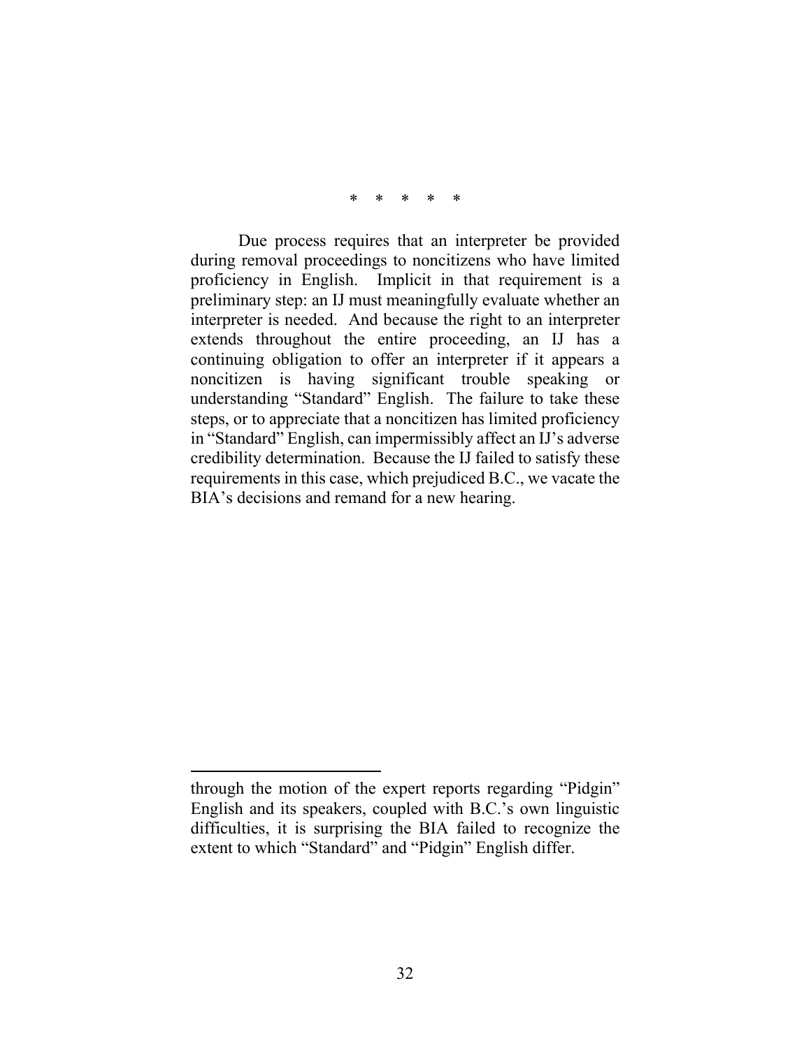\* \* \* \* \*

Due process requires that an interpreter be provided during removal proceedings to noncitizens who have limited proficiency in English. Implicit in that requirement is a preliminary step: an IJ must meaningfully evaluate whether an interpreter is needed. And because the right to an interpreter extends throughout the entire proceeding, an IJ has a continuing obligation to offer an interpreter if it appears a noncitizen is having significant trouble speaking or understanding "Standard" English. The failure to take these steps, or to appreciate that a noncitizen has limited proficiency in "Standard" English, can impermissibly affect an IJ's adverse credibility determination. Because the IJ failed to satisfy these requirements in this case, which prejudiced B.C., we vacate the BIA's decisions and remand for a new hearing.

---

through the motion of the expert reports regarding "Pidgin" English and its speakers, coupled with B.C.'s own linguistic difficulties, it is surprising the BIA failed to recognize the extent to which "Standard" and "Pidgin" English differ.